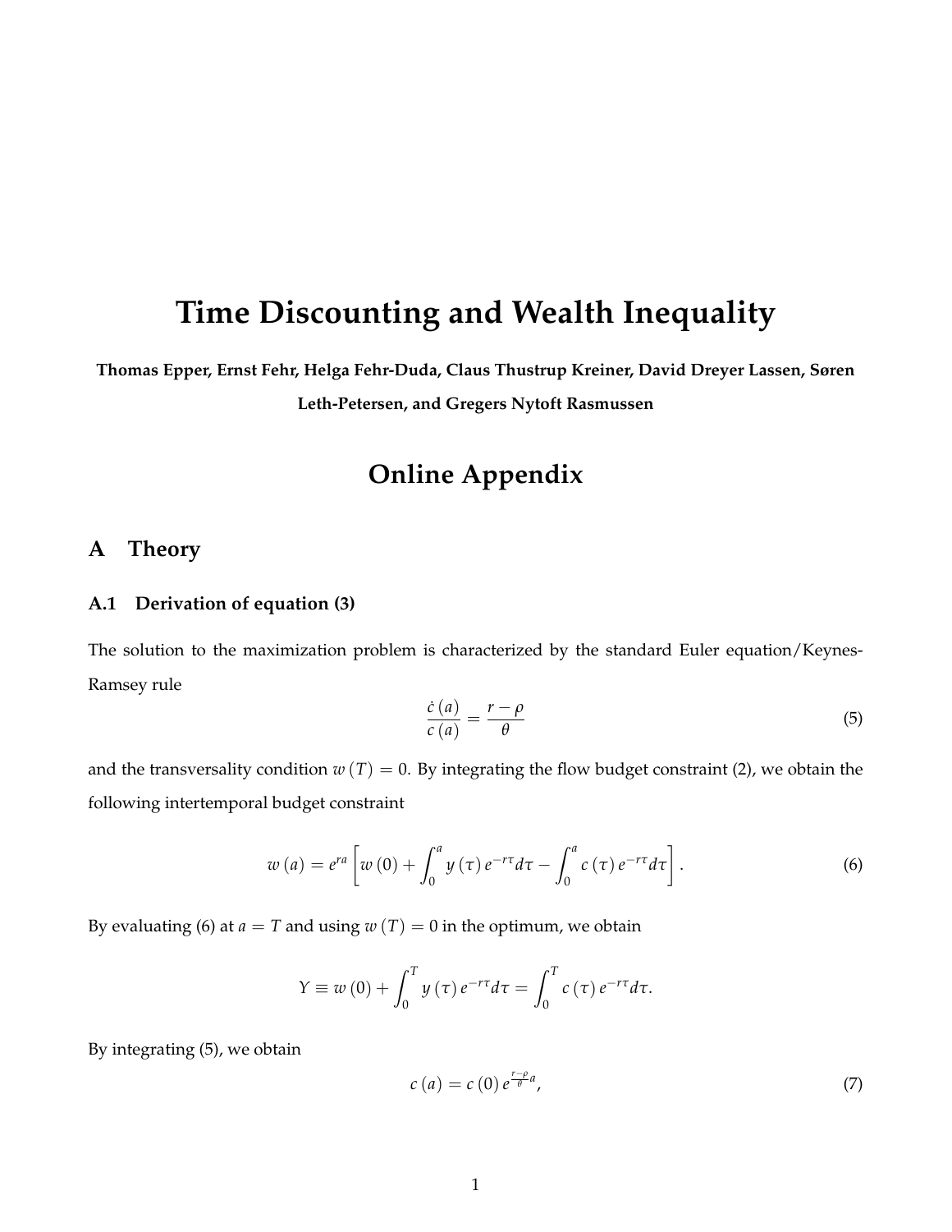# Time Discounting and Wealth Inequality

**Thomas Epper, Ernst Fehr, Helga Fehr-Duda, Claus Thustrup Kreiner, David Dreyer Lassen, Søren Leth-Petersen, and Gregers Nytoft Rasmussen**

## Online Appendix

## A Theory

### A.1 Derivation of equation (3)

The solution to the maximization problem is characterized by the standard Euler equation/Keynes-Ramsey rule

$$\frac{\dot{c}(a)}{c(a)} = \frac{r-\rho}{\theta} \tag{5}$$

and the transversality condition $w(T) = 0$. By integrating the flow budget constraint (2), we obtain the following intertemporal budget constraint

$$w(a) = e^{ra}\left[w(0) + \int_0^a y(\tau)\, e^{-r\tau} d\tau - \int_0^a c(\tau)\, e^{-r\tau} d\tau\right]. \tag{6}$$

By evaluating (6) at $a = T$ and using $w(T) = 0$ in the optimum, we obtain

$$Y \equiv w(0) + \int_0^T y(\tau)\, e^{-r\tau} d\tau = \int_0^T c(\tau)\, e^{-r\tau} d\tau.$$

By integrating (5), we obtain

$$c(a) = c(0)\, e^{\frac{r-\rho}{\theta}a}, \tag{7}$$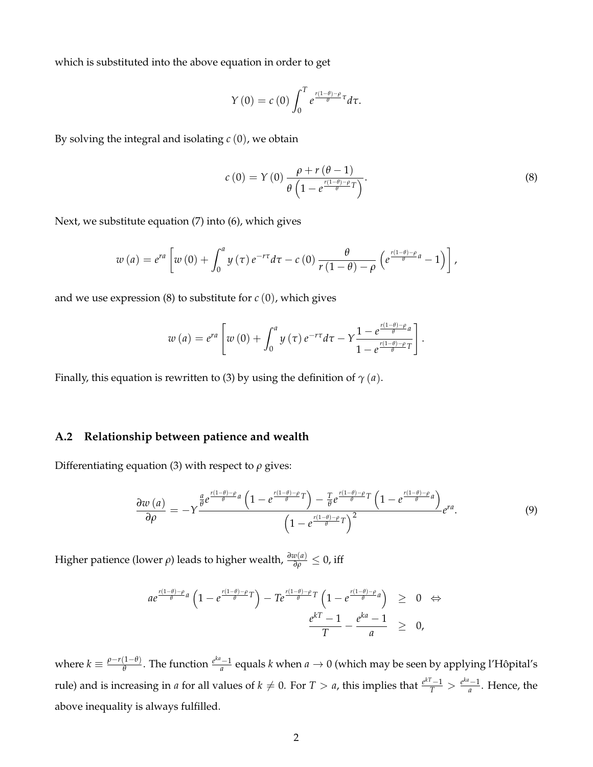which is substituted into the above equation in order to get

$$Y(0) = c(0) \int_0^T e^{\frac{r(1-\theta)-\rho}{\theta}\tau} d\tau.$$

By solving the integral and isolating $c(0)$, we obtain

$$c(0) = Y(0) \frac{\rho + r(\theta - 1)}{\theta \left(1 - e^{\frac{r(1-\theta)-\rho}{\theta}T}\right)}. \tag{8}$$

Next, we substitute equation (7) into (6), which gives

$$w(a) = e^{ra} \left[ w(0) + \int_0^a y(\tau) e^{-r\tau} d\tau - c(0) \frac{\theta}{r(1-\theta) - \rho} \left( e^{\frac{r(1-\theta)-\rho}{\theta}a} - 1 \right) \right],$$

and we use expression (8) to substitute for $c(0)$, which gives

$$w(a) = e^{ra} \left[ w(0) + \int_0^a y(\tau) e^{-r\tau} d\tau - Y \frac{1 - e^{\frac{r(1-\theta)-\rho}{\theta}a}}{1 - e^{\frac{r(1-\theta)-\rho}{\theta}T}} \right].$$

Finally, this equation is rewritten to (3) by using the definition of $\gamma(a)$.

## A.2 Relationship between patience and wealth

Differentiating equation (3) with respect to $\rho$ gives:

$$\frac{\partial w(a)}{\partial \rho} = -Y \frac{\frac{a}{\theta} e^{\frac{r(1-\theta)-\rho}{\theta}a} \left(1 - e^{\frac{r(1-\theta)-\rho}{\theta}T}\right) - \frac{T}{\theta} e^{\frac{r(1-\theta)-\rho}{\theta}T} \left(1 - e^{\frac{r(1-\theta)-\rho}{\theta}a}\right)}{\left(1 - e^{\frac{r(1-\theta)-\rho}{\theta}T}\right)^2} e^{ra}. \tag{9}$$

Higher patience (lower $\rho$) leads to higher wealth, $\frac{\partial w(a)}{\partial \rho} \leq 0$, iff

$$\begin{aligned} a e^{\frac{r(1-\theta)-\rho}{\theta}a} \left(1 - e^{\frac{r(1-\theta)-\rho}{\theta}T}\right) - T e^{\frac{r(1-\theta)-\rho}{\theta}T} \left(1 - e^{\frac{r(1-\theta)-\rho}{\theta}a}\right) &\geq 0 \quad \Leftrightarrow \\ \frac{e^{kT} - 1}{T} - \frac{e^{ka} - 1}{a} &\geq 0, \end{aligned}$$

where $k \equiv \frac{\rho - r(1-\theta)}{\theta}$. The function $\frac{e^{ka}-1}{a}$ equals $k$ when $a \to 0$ (which may be seen by applying l'Hôpital's rule) and is increasing in $a$ for all values of $k \neq 0$. For $T > a$, this implies that $\frac{e^{kT}-1}{T} > \frac{e^{ka}-1}{a}$. Hence, the above inequality is always fulfilled.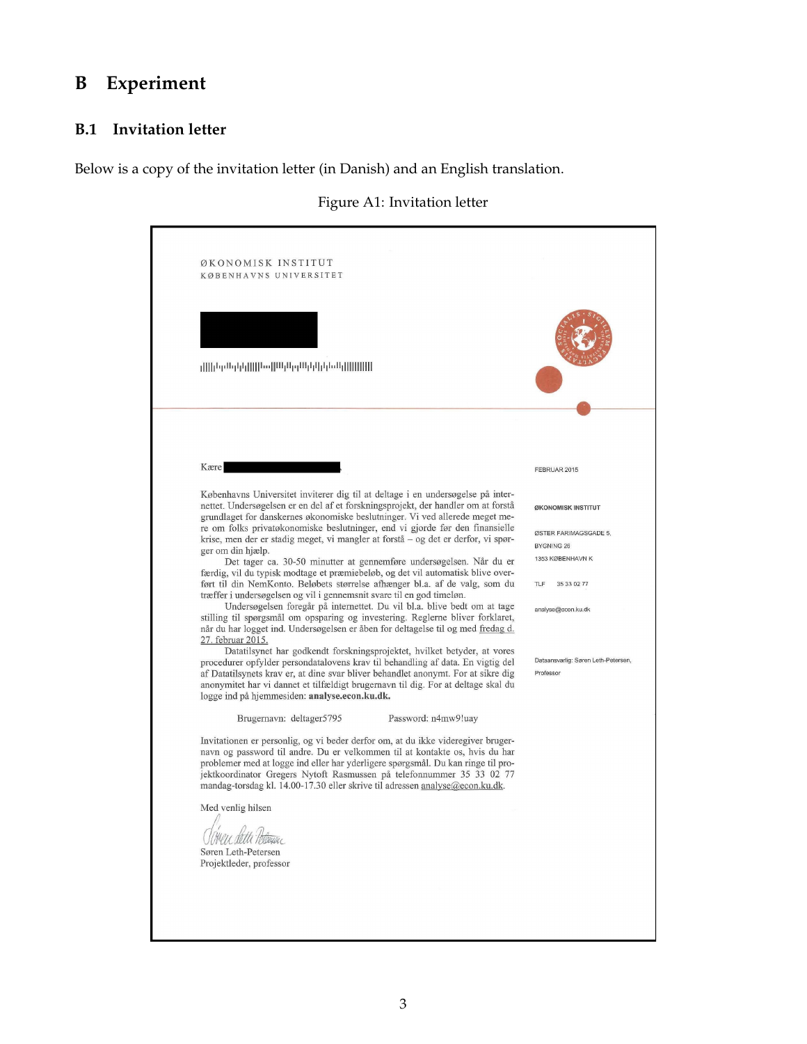# B Experiment

## B.1 Invitation letter

Below is a copy of the invitation letter (in Danish) and an English translation.

Figure A1: Invitation letter

ØKONOMISK INSTITUT
KØBENHAVNS UNIVERSITET

Kære

FEBRUAR 2015

Københavns Universitet inviterer dig til at deltage i en undersøgelse på internettet. Undersøgelsen er en del af et forskningsprojekt, der handler om at forstå grundlaget for danskernes økonomiske beslutninger. Vi ved allerede meget mere om folks privatøkonomiske beslutninger, end vi gjorde før den finansielle krise, men der er stadig meget, vi mangler at forstå – og det er derfor, vi spørger om din hjælp.

Det tager ca. 30-50 minutter at gennemføre undersøgelsen. Når du er færdig, vil du typisk modtage et præmiebeløb, og det vil automatisk blive overført til din NemKonto. Beløbets størrelse afhænger bl.a. af de valg, som du træffer i undersøgelsen og vil i gennemsnit svare til en god timeløn.

Undersøgelsen foregår på internettet. Du vil bl.a. blive bedt om at tage stilling til spørgsmål om opsparing og investering. Reglerne bliver forklaret, når du har logget ind. Undersøgelsen er åben for deltagelse til og med fredag d. 27. februar 2015.

Datatilsynet har godkendt forskningsprojektet, hvilket betyder, at vores procedurer opfylder persondatalovens krav til behandling af data. En vigtig del af Datatilsynets krav er, at dine svar bliver behandlet anonymt. For at sikre dig anonymitet har vi dannet et tilfældigt brugernavn til dig. For at deltage skal du logge ind på hjemmesiden: **analyse.econ.ku.dk.**

Brugernavn: deltager5795    Password: n4mw9!uay

Invitationen er personlig, og vi beder derfor om, at du ikke videregiver brugernavn og password til andre. Du er velkommen til at kontakte os, hvis du har problemer med at logge ind eller har yderligere spørgsmål. Du kan ringe til projektkoordinator Gregers Nytoft Rasmussen på telefonnummer 35 33 02 77 mandag-torsdag kl. 14.00-17.30 eller skrive til adressen analyse@econ.ku.dk.

Med venlig hilsen

Søren Leth-Petersen
Projektleder, professor

ØKONOMISK INSTITUT

ØSTER FARIMAGSGADE 5,
BYGNING 26
1353 KØBENHAVN K

TLF 35 33 02 77

analyse@econ.ku.dk

Dataansvarlig: Søren Leth-Petersen,
Professor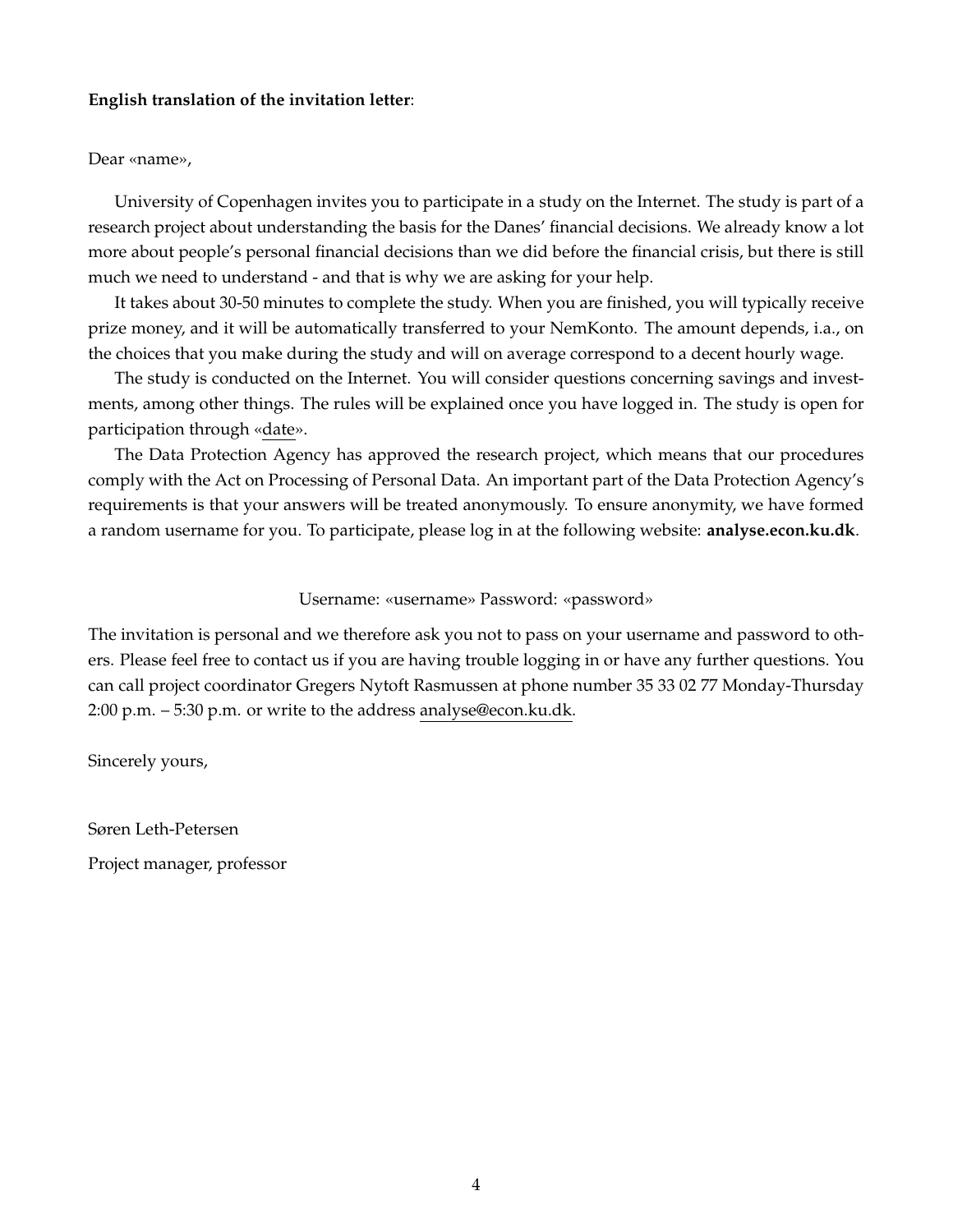**English translation of the invitation letter**:

Dear «name»,

University of Copenhagen invites you to participate in a study on the Internet. The study is part of a research project about understanding the basis for the Danes' financial decisions. We already know a lot more about people's personal financial decisions than we did before the financial crisis, but there is still much we need to understand - and that is why we are asking for your help.

It takes about 30-50 minutes to complete the study. When you are finished, you will typically receive prize money, and it will be automatically transferred to your NemKonto. The amount depends, i.a., on the choices that you make during the study and will on average correspond to a decent hourly wage.

The study is conducted on the Internet. You will consider questions concerning savings and investments, among other things. The rules will be explained once you have logged in. The study is open for participation through «date».

The Data Protection Agency has approved the research project, which means that our procedures comply with the Act on Processing of Personal Data. An important part of the Data Protection Agency's requirements is that your answers will be treated anonymously. To ensure anonymity, we have formed a random username for you. To participate, please log in at the following website: **analyse.econ.ku.dk**.

Username: «username» Password: «password»

The invitation is personal and we therefore ask you not to pass on your username and password to others. Please feel free to contact us if you are having trouble logging in or have any further questions. You can call project coordinator Gregers Nytoft Rasmussen at phone number 35 33 02 77 Monday-Thursday 2:00 p.m. – 5:30 p.m. or write to the address analyse@econ.ku.dk.

Sincerely yours,

Søren Leth-Petersen

Project manager, professor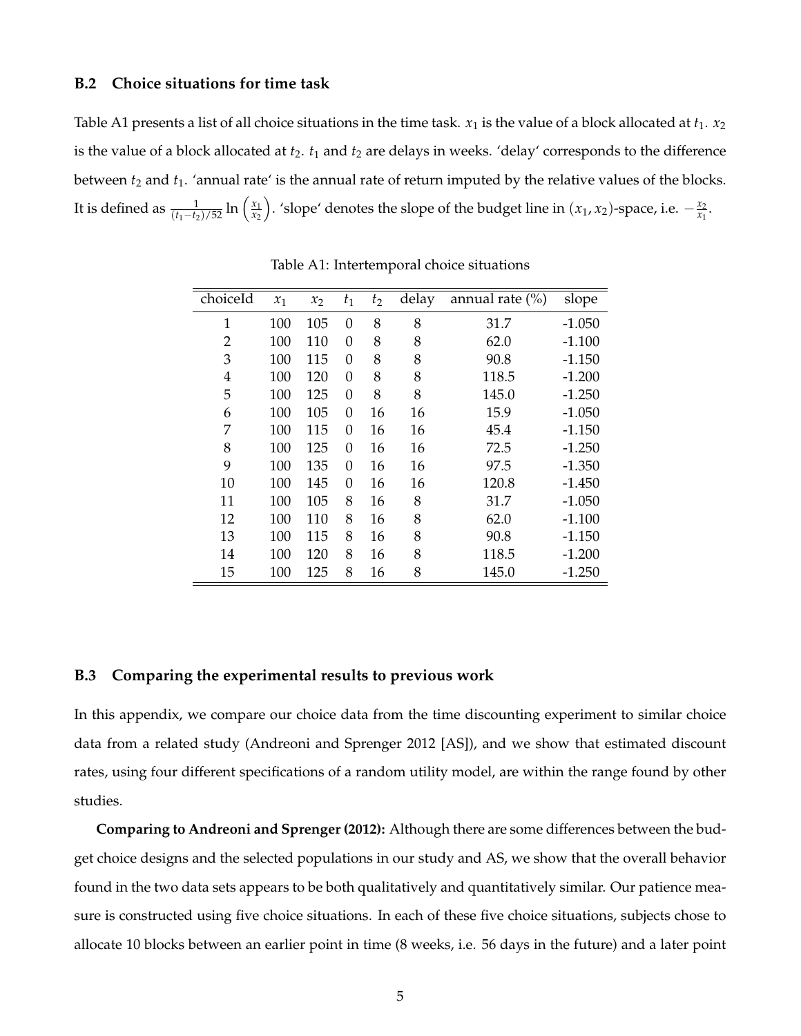### B.2 Choice situations for time task

Table A1 presents a list of all choice situations in the time task. $x_1$ is the value of a block allocated at $t_1$. $x_2$ is the value of a block allocated at $t_2$. $t_1$ and $t_2$ are delays in weeks. 'delay' corresponds to the difference between $t_2$ and $t_1$. 'annual rate' is the annual rate of return imputed by the relative values of the blocks. It is defined as $\frac{1}{(t_1-t_2)/52}\ln\left(\frac{x_1}{x_2}\right)$. 'slope' denotes the slope of the budget line in $(x_1, x_2)$-space, i.e. $-\frac{x_2}{x_1}$.

Table A1: Intertemporal choice situations

| choiceId | $x_1$ | $x_2$ | $t_1$ | $t_2$ | delay | annual rate (%) | slope |
|---|---|---|---|---|---|---|---|
| 1 | 100 | 105 | 0 | 8 | 8 | 31.7 | -1.050 |
| 2 | 100 | 110 | 0 | 8 | 8 | 62.0 | -1.100 |
| 3 | 100 | 115 | 0 | 8 | 8 | 90.8 | -1.150 |
| 4 | 100 | 120 | 0 | 8 | 8 | 118.5 | -1.200 |
| 5 | 100 | 125 | 0 | 8 | 8 | 145.0 | -1.250 |
| 6 | 100 | 105 | 0 | 16 | 16 | 15.9 | -1.050 |
| 7 | 100 | 115 | 0 | 16 | 16 | 45.4 | -1.150 |
| 8 | 100 | 125 | 0 | 16 | 16 | 72.5 | -1.250 |
| 9 | 100 | 135 | 0 | 16 | 16 | 97.5 | -1.350 |
| 10 | 100 | 145 | 0 | 16 | 16 | 120.8 | -1.450 |
| 11 | 100 | 105 | 8 | 16 | 8 | 31.7 | -1.050 |
| 12 | 100 | 110 | 8 | 16 | 8 | 62.0 | -1.100 |
| 13 | 100 | 115 | 8 | 16 | 8 | 90.8 | -1.150 |
| 14 | 100 | 120 | 8 | 16 | 8 | 118.5 | -1.200 |
| 15 | 100 | 125 | 8 | 16 | 8 | 145.0 | -1.250 |

### B.3 Comparing the experimental results to previous work

In this appendix, we compare our choice data from the time discounting experiment to similar choice data from a related study (Andreoni and Sprenger 2012 [AS]), and we show that estimated discount rates, using four different specifications of a random utility model, are within the range found by other studies.

**Comparing to Andreoni and Sprenger (2012):** Although there are some differences between the budget choice designs and the selected populations in our study and AS, we show that the overall behavior found in the two data sets appears to be both qualitatively and quantitatively similar. Our patience measure is constructed using five choice situations. In each of these five choice situations, subjects chose to allocate 10 blocks between an earlier point in time (8 weeks, i.e. 56 days in the future) and a later point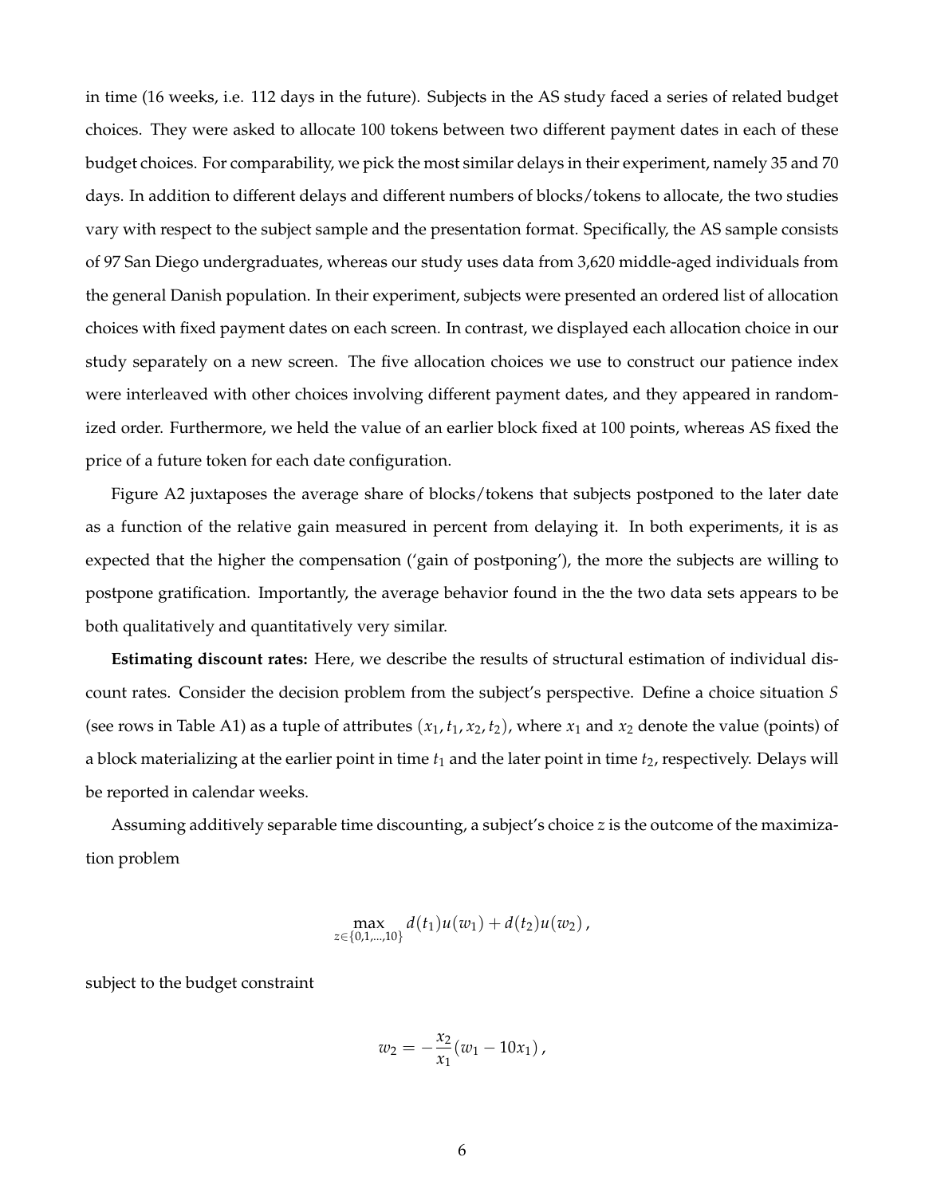in time (16 weeks, i.e. 112 days in the future). Subjects in the AS study faced a series of related budget choices. They were asked to allocate 100 tokens between two different payment dates in each of these budget choices. For comparability, we pick the most similar delays in their experiment, namely 35 and 70 days. In addition to different delays and different numbers of blocks/tokens to allocate, the two studies vary with respect to the subject sample and the presentation format. Specifically, the AS sample consists of 97 San Diego undergraduates, whereas our study uses data from 3,620 middle-aged individuals from the general Danish population. In their experiment, subjects were presented an ordered list of allocation choices with fixed payment dates on each screen. In contrast, we displayed each allocation choice in our study separately on a new screen. The five allocation choices we use to construct our patience index were interleaved with other choices involving different payment dates, and they appeared in randomized order. Furthermore, we held the value of an earlier block fixed at 100 points, whereas AS fixed the price of a future token for each date configuration.

Figure A2 juxtaposes the average share of blocks/tokens that subjects postponed to the later date as a function of the relative gain measured in percent from delaying it. In both experiments, it is as expected that the higher the compensation ('gain of postponing'), the more the subjects are willing to postpone gratification. Importantly, the average behavior found in the the two data sets appears to be both qualitatively and quantitatively very similar.

**Estimating discount rates:** Here, we describe the results of structural estimation of individual discount rates. Consider the decision problem from the subject's perspective. Define a choice situation $S$ (see rows in Table A1) as a tuple of attributes $(x_1, t_1, x_2, t_2)$, where $x_1$ and $x_2$ denote the value (points) of a block materializing at the earlier point in time $t_1$ and the later point in time $t_2$, respectively. Delays will be reported in calendar weeks.

Assuming additively separable time discounting, a subject's choice $z$ is the outcome of the maximization problem

$$\max_{z \in \{0,1,\ldots,10\}} d(t_1)u(w_1) + d(t_2)u(w_2)\,,$$

subject to the budget constraint

$$w_2 = -\frac{x_2}{x_1}(w_1 - 10x_1)\,,$$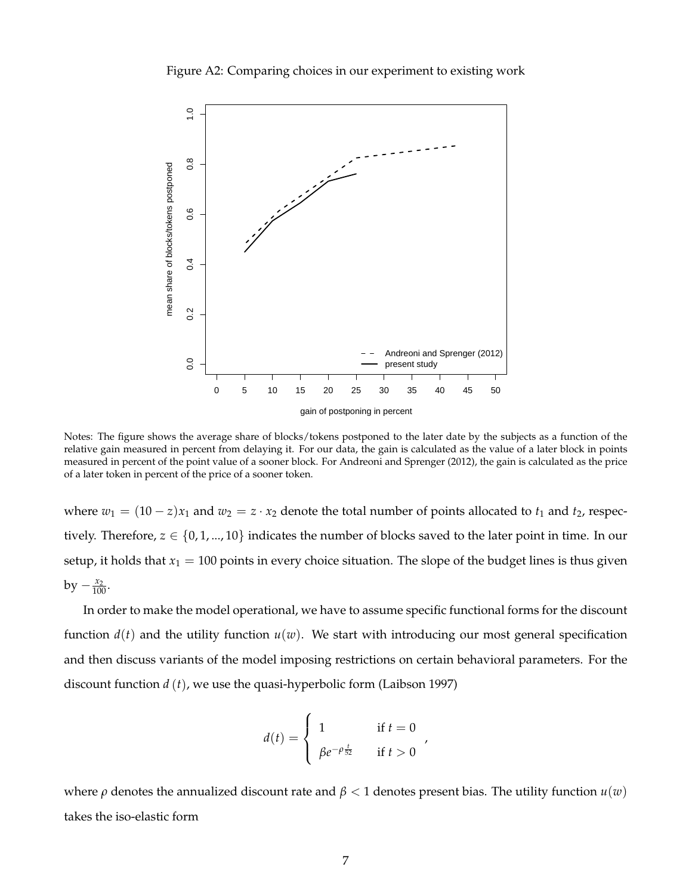Figure A2: Comparing choices in our experiment to existing work

Notes: The figure shows the average share of blocks/tokens postponed to the later date by the subjects as a function of the relative gain measured in percent from delaying it. For our data, the gain is calculated as the value of a later block in points measured in percent of the point value of a sooner block. For Andreoni and Sprenger (2012), the gain is calculated as the price of a later token in percent of the price of a sooner token.

where $w_1 = (10 - z)x_1$ and $w_2 = z \cdot x_2$ denote the total number of points allocated to $t_1$ and $t_2$, respectively. Therefore, $z \in \{0, 1, ..., 10\}$ indicates the number of blocks saved to the later point in time. In our setup, it holds that $x_1 = 100$ points in every choice situation. The slope of the budget lines is thus given by $-\frac{x_2}{100}$.

In order to make the model operational, we have to assume specific functional forms for the discount function $d(t)$ and the utility function $u(w)$. We start with introducing our most general specification and then discuss variants of the model imposing restrictions on certain behavioral parameters. For the discount function $d(t)$, we use the quasi-hyperbolic form (Laibson 1997)

$$d(t) = \begin{cases} 1 & \text{if } t = 0 \\ \beta e^{-\rho \frac{t}{52}} & \text{if } t > 0 \end{cases},$$

where $\rho$ denotes the annualized discount rate and $\beta < 1$ denotes present bias. The utility function $u(w)$ takes the iso-elastic form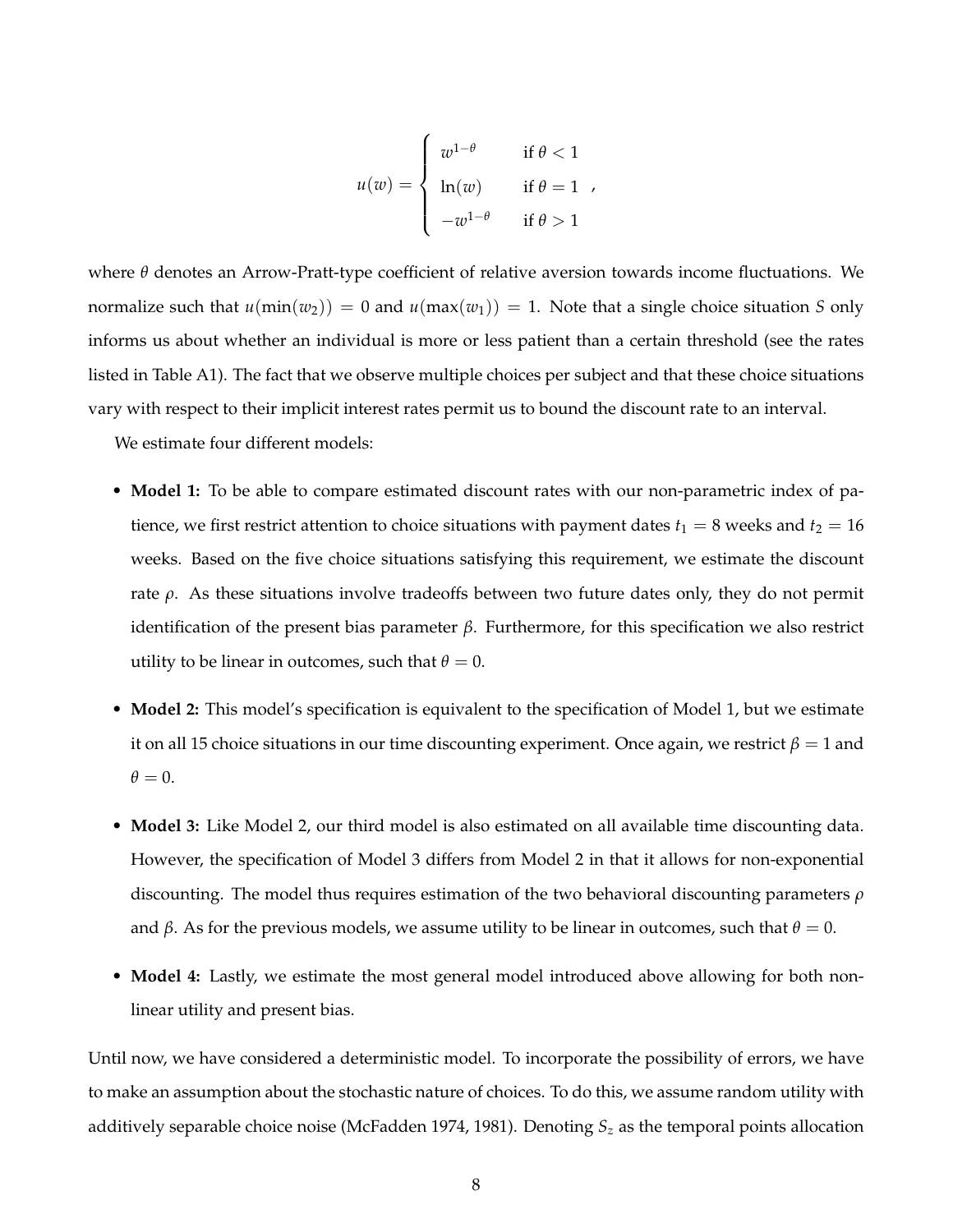$$
u(w) = \begin{cases} w^{1-\theta} & \text{if } \theta < 1 \\ \ln(w) & \text{if } \theta = 1 \\ -w^{1-\theta} & \text{if } \theta > 1 \end{cases},
$$

where $\theta$ denotes an Arrow-Pratt-type coefficient of relative aversion towards income fluctuations. We normalize such that $u(\min(w_2)) = 0$ and $u(\max(w_1)) = 1$. Note that a single choice situation $S$ only informs us about whether an individual is more or less patient than a certain threshold (see the rates listed in Table A1). The fact that we observe multiple choices per subject and that these choice situations vary with respect to their implicit interest rates permit us to bound the discount rate to an interval.

We estimate four different models:

- **Model 1:** To be able to compare estimated discount rates with our non-parametric index of patience, we first restrict attention to choice situations with payment dates $t_1 = 8$ weeks and $t_2 = 16$ weeks. Based on the five choice situations satisfying this requirement, we estimate the discount rate $\rho$. As these situations involve tradeoffs between two future dates only, they do not permit identification of the present bias parameter $\beta$. Furthermore, for this specification we also restrict utility to be linear in outcomes, such that $\theta = 0$.

- **Model 2:** This model's specification is equivalent to the specification of Model 1, but we estimate it on all 15 choice situations in our time discounting experiment. Once again, we restrict $\beta = 1$ and $\theta = 0$.

- **Model 3:** Like Model 2, our third model is also estimated on all available time discounting data. However, the specification of Model 3 differs from Model 2 in that it allows for non-exponential discounting. The model thus requires estimation of the two behavioral discounting parameters $\rho$ and $\beta$. As for the previous models, we assume utility to be linear in outcomes, such that $\theta = 0$.

- **Model 4:** Lastly, we estimate the most general model introduced above allowing for both non-linear utility and present bias.

Until now, we have considered a deterministic model. To incorporate the possibility of errors, we have to make an assumption about the stochastic nature of choices. To do this, we assume random utility with additively separable choice noise (McFadden 1974, 1981). Denoting $S_z$ as the temporal points allocation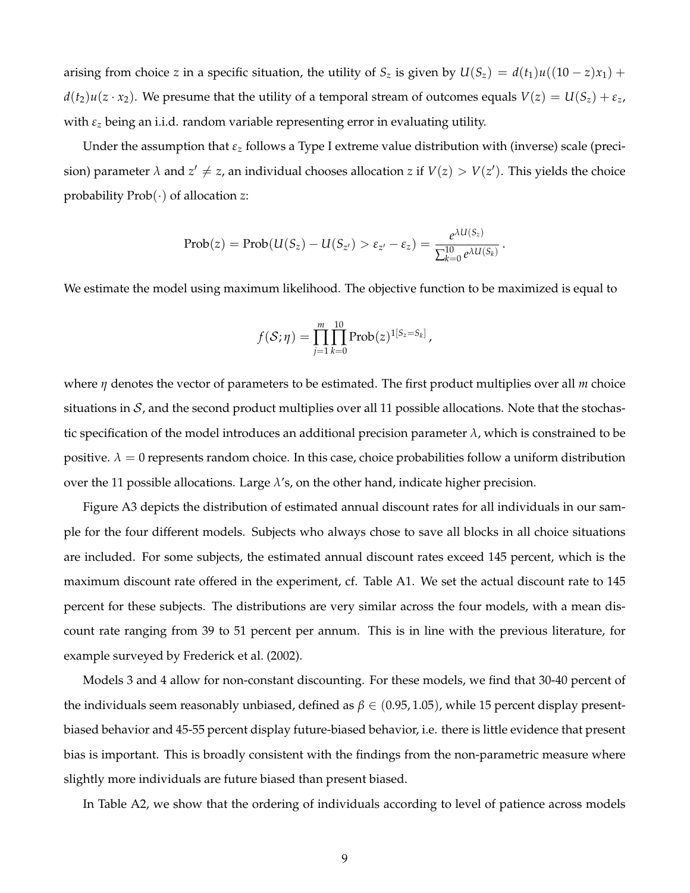arising from choice $z$ in a specific situation, the utility of $S_z$ is given by $U(S_z) = d(t_1)u((10-z)x_1) + d(t_2)u(z \cdot x_2)$. We presume that the utility of a temporal stream of outcomes equals $V(z) = U(S_z) + \varepsilon_z$, with $\varepsilon_z$ being an i.i.d. random variable representing error in evaluating utility.

Under the assumption that $\varepsilon_z$ follows a Type I extreme value distribution with (inverse) scale (precision) parameter $\lambda$ and $z' \neq z$, an individual chooses allocation $z$ if $V(z) > V(z')$. This yields the choice probability $\text{Prob}(\cdot)$ of allocation $z$:

$$\text{Prob}(z) = \text{Prob}(U(S_z) - U(S_{z'}) > \varepsilon_{z'} - \varepsilon_z) = \frac{e^{\lambda U(S_z)}}{\sum_{k=0}^{10} e^{\lambda U(S_k)}}.$$

We estimate the model using maximum likelihood. The objective function to be maximized is equal to

$$f(\mathcal{S};\eta) = \prod_{j=1}^{m} \prod_{k=0}^{10} \text{Prob}(z)^{1[S_z = S_k]},$$

where $\eta$ denotes the vector of parameters to be estimated. The first product multiplies over all $m$ choice situations in $\mathcal{S}$, and the second product multiplies over all 11 possible allocations. Note that the stochastic specification of the model introduces an additional precision parameter $\lambda$, which is constrained to be positive. $\lambda = 0$ represents random choice. In this case, choice probabilities follow a uniform distribution over the 11 possible allocations. Large $\lambda$'s, on the other hand, indicate higher precision.

Figure A3 depicts the distribution of estimated annual discount rates for all individuals in our sample for the four different models. Subjects who always chose to save all blocks in all choice situations are included. For some subjects, the estimated annual discount rates exceed 145 percent, which is the maximum discount rate offered in the experiment, cf. Table A1. We set the actual discount rate to 145 percent for these subjects. The distributions are very similar across the four models, with a mean discount rate ranging from 39 to 51 percent per annum. This is in line with the previous literature, for example surveyed by Frederick et al. (2002).

Models 3 and 4 allow for non-constant discounting. For these models, we find that 30-40 percent of the individuals seem reasonably unbiased, defined as $\beta \in (0.95, 1.05)$, while 15 percent display present-biased behavior and 45-55 percent display future-biased behavior, i.e. there is little evidence that present bias is important. This is broadly consistent with the findings from the non-parametric measure where slightly more individuals are future biased than present biased.

In Table A2, we show that the ordering of individuals according to level of patience across models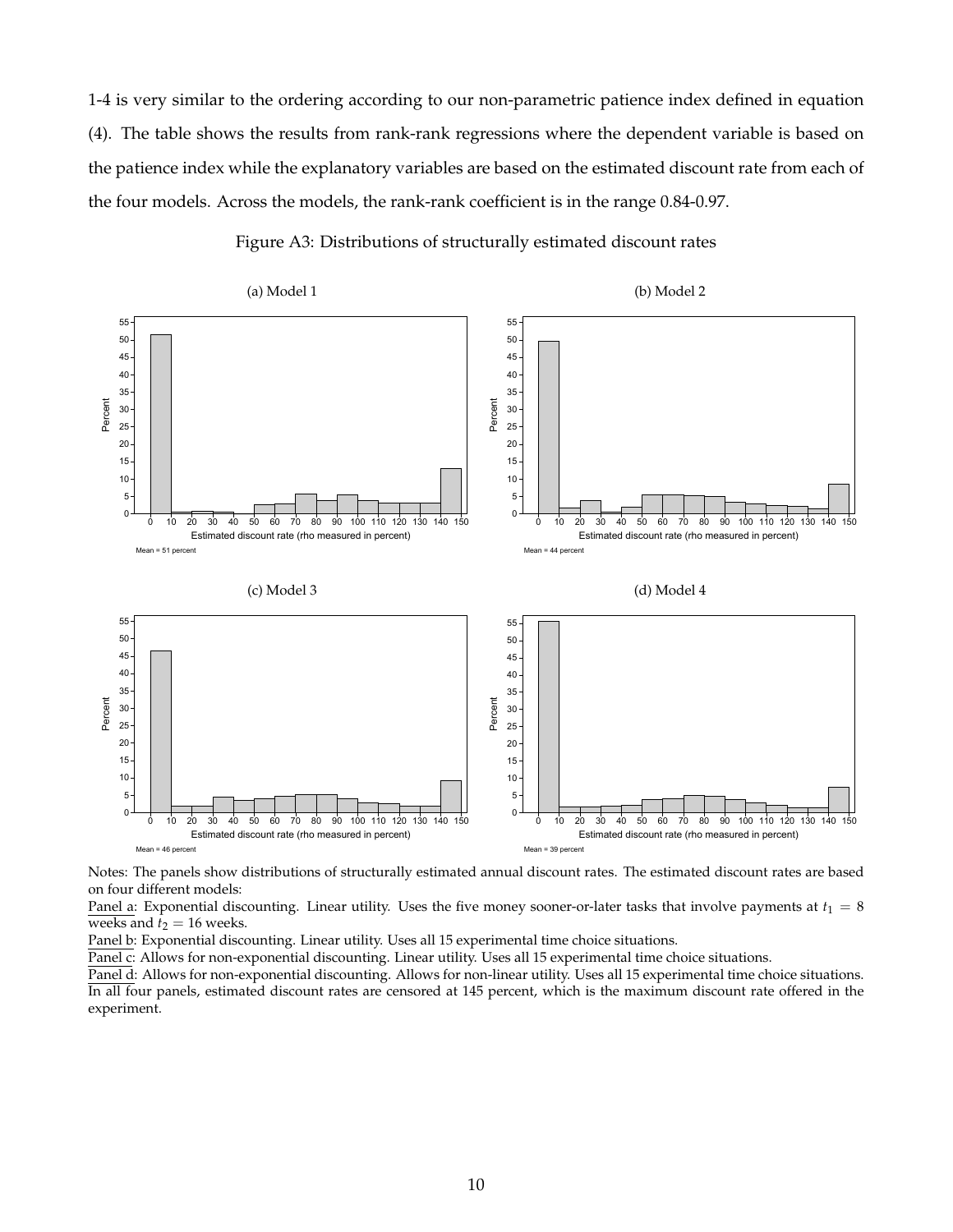1-4 is very similar to the ordering according to our non-parametric patience index defined in equation (4). The table shows the results from rank-rank regressions where the dependent variable is based on the patience index while the explanatory variables are based on the estimated discount rate from each of the four models. Across the models, the rank-rank coefficient is in the range 0.84-0.97.

Figure A3: Distributions of structurally estimated discount rates

(a) Model 1

Mean = 51 percent

(b) Model 2

Mean = 44 percent

(c) Model 3

Mean = 46 percent

(d) Model 4

Mean = 39 percent

Notes: The panels show distributions of structurally estimated annual discount rates. The estimated discount rates are based on four different models:

Panel a: Exponential discounting. Linear utility. Uses the five money sooner-or-later tasks that involve payments at $t_1 = 8$ weeks and $t_2 = 16$ weeks.

Panel b: Exponential discounting. Linear utility. Uses all 15 experimental time choice situations.

Panel c: Allows for non-exponential discounting. Linear utility. Uses all 15 experimental time choice situations.

Panel d: Allows for non-exponential discounting. Allows for non-linear utility. Uses all 15 experimental time choice situations.

In all four panels, estimated discount rates are censored at 145 percent, which is the maximum discount rate offered in the experiment.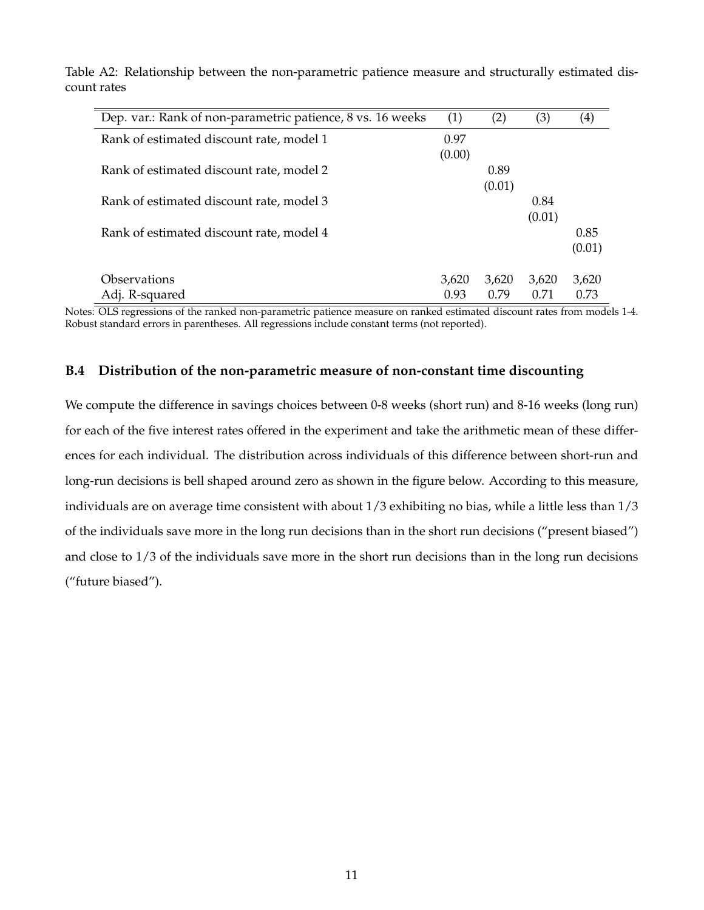Table A2: Relationship between the non-parametric patience measure and structurally estimated discount rates

| Dep. var.: Rank of non-parametric patience, 8 vs. 16 weeks | (1) | (2) | (3) | (4) |
|---|---|---|---|---|
| Rank of estimated discount rate, model 1 | 0.97 | | | |
| | (0.00) | | | |
| Rank of estimated discount rate, model 2 | | 0.89 | | |
| | | (0.01) | | |
| Rank of estimated discount rate, model 3 | | | 0.84 | |
| | | | (0.01) | |
| Rank of estimated discount rate, model 4 | | | | 0.85 |
| | | | | (0.01) |
| Observations | 3,620 | 3,620 | 3,620 | 3,620 |
| Adj. R-squared | 0.93 | 0.79 | 0.71 | 0.73 |

Notes: OLS regressions of the ranked non-parametric patience measure on ranked estimated discount rates from models 1-4. Robust standard errors in parentheses. All regressions include constant terms (not reported).

### B.4 Distribution of the non-parametric measure of non-constant time discounting

We compute the difference in savings choices between 0-8 weeks (short run) and 8-16 weeks (long run) for each of the five interest rates offered in the experiment and take the arithmetic mean of these differences for each individual. The distribution across individuals of this difference between short-run and long-run decisions is bell shaped around zero as shown in the figure below. According to this measure, individuals are on average time consistent with about 1/3 exhibiting no bias, while a little less than 1/3 of the individuals save more in the long run decisions than in the short run decisions ("present biased") and close to 1/3 of the individuals save more in the short run decisions than in the long run decisions ("future biased").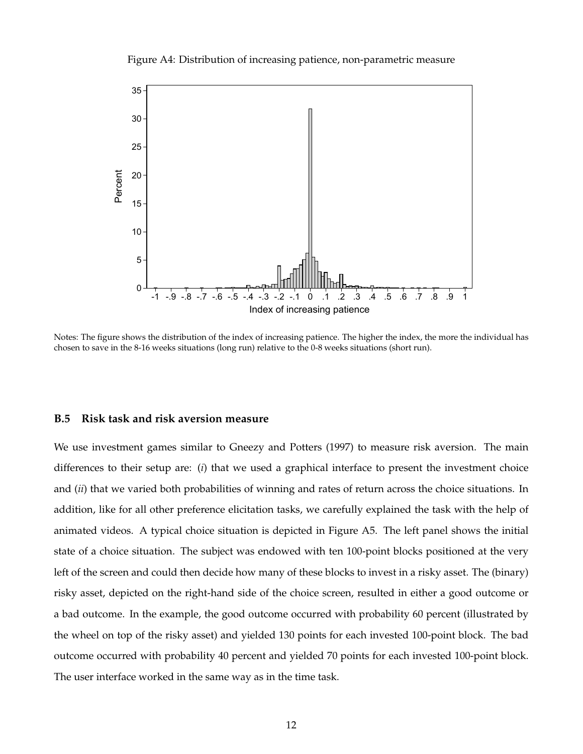Figure A4: Distribution of increasing patience, non-parametric measure

Notes: The figure shows the distribution of the index of increasing patience. The higher the index, the more the individual has chosen to save in the 8-16 weeks situations (long run) relative to the 0-8 weeks situations (short run).

### B.5 Risk task and risk aversion measure

We use investment games similar to Gneezy and Potters (1997) to measure risk aversion. The main differences to their setup are: (*i*) that we used a graphical interface to present the investment choice and (*ii*) that we varied both probabilities of winning and rates of return across the choice situations. In addition, like for all other preference elicitation tasks, we carefully explained the task with the help of animated videos. A typical choice situation is depicted in Figure A5. The left panel shows the initial state of a choice situation. The subject was endowed with ten 100-point blocks positioned at the very left of the screen and could then decide how many of these blocks to invest in a risky asset. The (binary) risky asset, depicted on the right-hand side of the choice screen, resulted in either a good outcome or a bad outcome. In the example, the good outcome occurred with probability 60 percent (illustrated by the wheel on top of the risky asset) and yielded 130 points for each invested 100-point block. The bad outcome occurred with probability 40 percent and yielded 70 points for each invested 100-point block. The user interface worked in the same way as in the time task.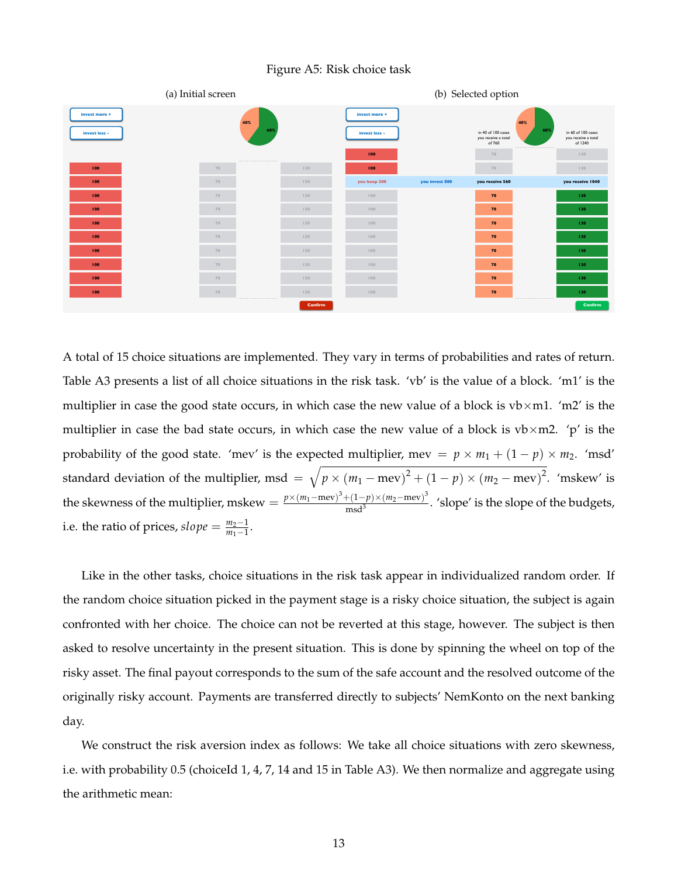Figure A5: Risk choice task

(a) Initial screen

(b) Selected option

A total of 15 choice situations are implemented. They vary in terms of probabilities and rates of return. Table A3 presents a list of all choice situations in the risk task. 'vb' is the value of a block. 'm1' is the multiplier in case the good state occurs, in which case the new value of a block is vb×m1. 'm2' is the multiplier in case the bad state occurs, in which case the new value of a block is vb×m2. 'p' is the probability of the good state. 'mev' is the expected multiplier, $\text{mev} = p \times m_1 + (1-p) \times m_2$. 'msd' standard deviation of the multiplier, $\text{msd} = \sqrt{p \times (m_1 - \text{mev})^2 + (1-p) \times (m_2 - \text{mev})^2}$. 'mskew' is the skewness of the multiplier, $\text{mskew} = \frac{p \times (m_1 - \text{mev})^3 + (1-p) \times (m_2 - \text{mev})^3}{\text{msd}^3}$. 'slope' is the slope of the budgets, i.e. the ratio of prices, $slope = \frac{m_2 - 1}{m_1 - 1}$.

Like in the other tasks, choice situations in the risk task appear in individualized random order. If the random choice situation picked in the payment stage is a risky choice situation, the subject is again confronted with her choice. The choice can not be reverted at this stage, however. The subject is then asked to resolve uncertainty in the present situation. This is done by spinning the wheel on top of the risky asset. The final payout corresponds to the sum of the safe account and the resolved outcome of the originally risky account. Payments are transferred directly to subjects' NemKonto on the next banking day.

We construct the risk aversion index as follows: We take all choice situations with zero skewness, i.e. with probability 0.5 (choiceId 1, 4, 7, 14 and 15 in Table A3). We then normalize and aggregate using the arithmetic mean: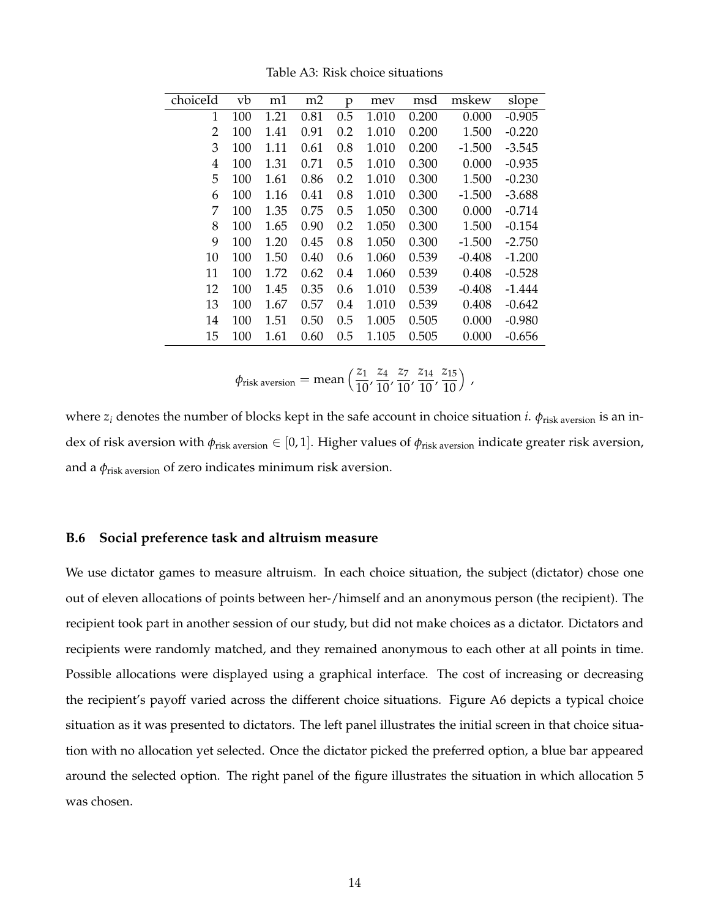Table A3: Risk choice situations

| choiceId | vb | m1 | m2 | p | mev | msd | mskew | slope |
|---|---|---|---|---|---|---|---|---|
| 1 | 100 | 1.21 | 0.81 | 0.5 | 1.010 | 0.200 | 0.000 | -0.905 |
| 2 | 100 | 1.41 | 0.91 | 0.2 | 1.010 | 0.200 | 1.500 | -0.220 |
| 3 | 100 | 1.11 | 0.61 | 0.8 | 1.010 | 0.200 | -1.500 | -3.545 |
| 4 | 100 | 1.31 | 0.71 | 0.5 | 1.010 | 0.300 | 0.000 | -0.935 |
| 5 | 100 | 1.61 | 0.86 | 0.2 | 1.010 | 0.300 | 1.500 | -0.230 |
| 6 | 100 | 1.16 | 0.41 | 0.8 | 1.010 | 0.300 | -1.500 | -3.688 |
| 7 | 100 | 1.35 | 0.75 | 0.5 | 1.050 | 0.300 | 0.000 | -0.714 |
| 8 | 100 | 1.65 | 0.90 | 0.2 | 1.050 | 0.300 | 1.500 | -0.154 |
| 9 | 100 | 1.20 | 0.45 | 0.8 | 1.050 | 0.300 | -1.500 | -2.750 |
| 10 | 100 | 1.50 | 0.40 | 0.6 | 1.060 | 0.539 | -0.408 | -1.200 |
| 11 | 100 | 1.72 | 0.62 | 0.4 | 1.060 | 0.539 | 0.408 | -0.528 |
| 12 | 100 | 1.45 | 0.35 | 0.6 | 1.010 | 0.539 | -0.408 | -1.444 |
| 13 | 100 | 1.67 | 0.57 | 0.4 | 1.010 | 0.539 | 0.408 | -0.642 |
| 14 | 100 | 1.51 | 0.50 | 0.5 | 1.005 | 0.505 | 0.000 | -0.980 |
| 15 | 100 | 1.61 | 0.60 | 0.5 | 1.105 | 0.505 | 0.000 | -0.656 |

$$\phi_{\text{risk aversion}} = \text{mean}\left(\frac{z_1}{10}, \frac{z_4}{10}, \frac{z_7}{10}, \frac{z_{14}}{10}, \frac{z_{15}}{10}\right),$$

where $z_i$ denotes the number of blocks kept in the safe account in choice situation $i$. $\phi_{\text{risk aversion}}$ is an index of risk aversion with $\phi_{\text{risk aversion}} \in [0, 1]$. Higher values of $\phi_{\text{risk aversion}}$ indicate greater risk aversion, and a $\phi_{\text{risk aversion}}$ of zero indicates minimum risk aversion.

### B.6 Social preference task and altruism measure

We use dictator games to measure altruism. In each choice situation, the subject (dictator) chose one out of eleven allocations of points between her-/himself and an anonymous person (the recipient). The recipient took part in another session of our study, but did not make choices as a dictator. Dictators and recipients were randomly matched, and they remained anonymous to each other at all points in time. Possible allocations were displayed using a graphical interface. The cost of increasing or decreasing the recipient's payoff varied across the different choice situations. Figure A6 depicts a typical choice situation as it was presented to dictators. The left panel illustrates the initial screen in that choice situation with no allocation yet selected. Once the dictator picked the preferred option, a blue bar appeared around the selected option. The right panel of the figure illustrates the situation in which allocation 5 was chosen.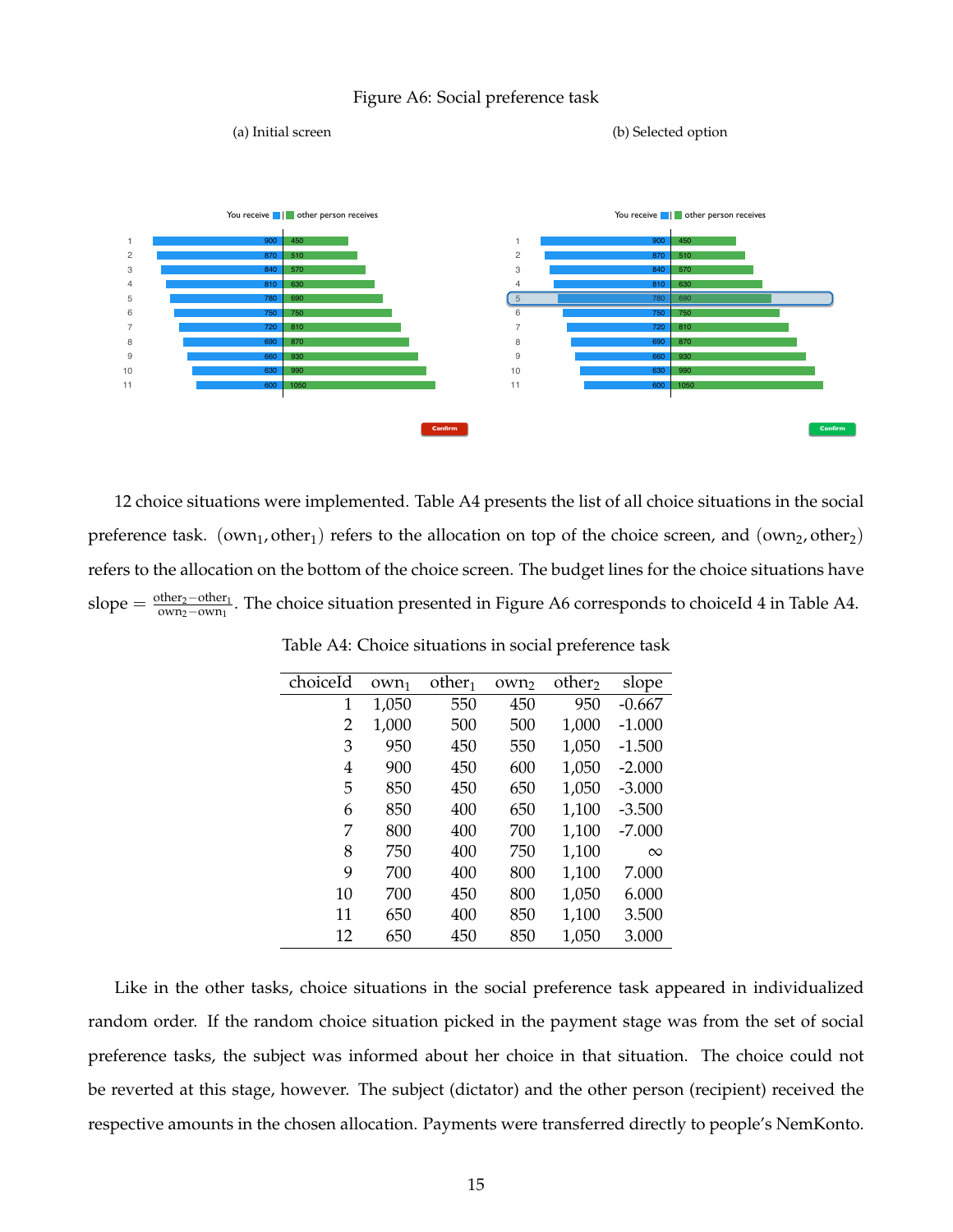Figure A6: Social preference task

(a) Initial screen

(b) Selected option

12 choice situations were implemented. Table A4 presents the list of all choice situations in the social preference task. $(\text{own}_1, \text{other}_1)$ refers to the allocation on top of the choice screen, and $(\text{own}_2, \text{other}_2)$ refers to the allocation on the bottom of the choice screen. The budget lines for the choice situations have slope $= \frac{\text{other}_2 - \text{other}_1}{\text{own}_2 - \text{own}_1}$. The choice situation presented in Figure A6 corresponds to choiceId 4 in Table A4.

Table A4: Choice situations in social preference task

| choiceId | $\text{own}_1$ | $\text{other}_1$ | $\text{own}_2$ | $\text{other}_2$ | slope |
|---|---|---|---|---|---|
| 1 | 1,050 | 550 | 450 | 950 | -0.667 |
| 2 | 1,000 | 500 | 500 | 1,000 | -1.000 |
| 3 | 950 | 450 | 550 | 1,050 | -1.500 |
| 4 | 900 | 450 | 600 | 1,050 | -2.000 |
| 5 | 850 | 450 | 650 | 1,050 | -3.000 |
| 6 | 850 | 400 | 650 | 1,100 | -3.500 |
| 7 | 800 | 400 | 700 | 1,100 | -7.000 |
| 8 | 750 | 400 | 750 | 1,100 | $\infty$ |
| 9 | 700 | 400 | 800 | 1,100 | 7.000 |
| 10 | 700 | 450 | 800 | 1,050 | 6.000 |
| 11 | 650 | 400 | 850 | 1,100 | 3.500 |
| 12 | 650 | 450 | 850 | 1,050 | 3.000 |

Like in the other tasks, choice situations in the social preference task appeared in individualized random order. If the random choice situation picked in the payment stage was from the set of social preference tasks, the subject was informed about her choice in that situation. The choice could not be reverted at this stage, however. The subject (dictator) and the other person (recipient) received the respective amounts in the chosen allocation. Payments were transferred directly to people's NemKonto.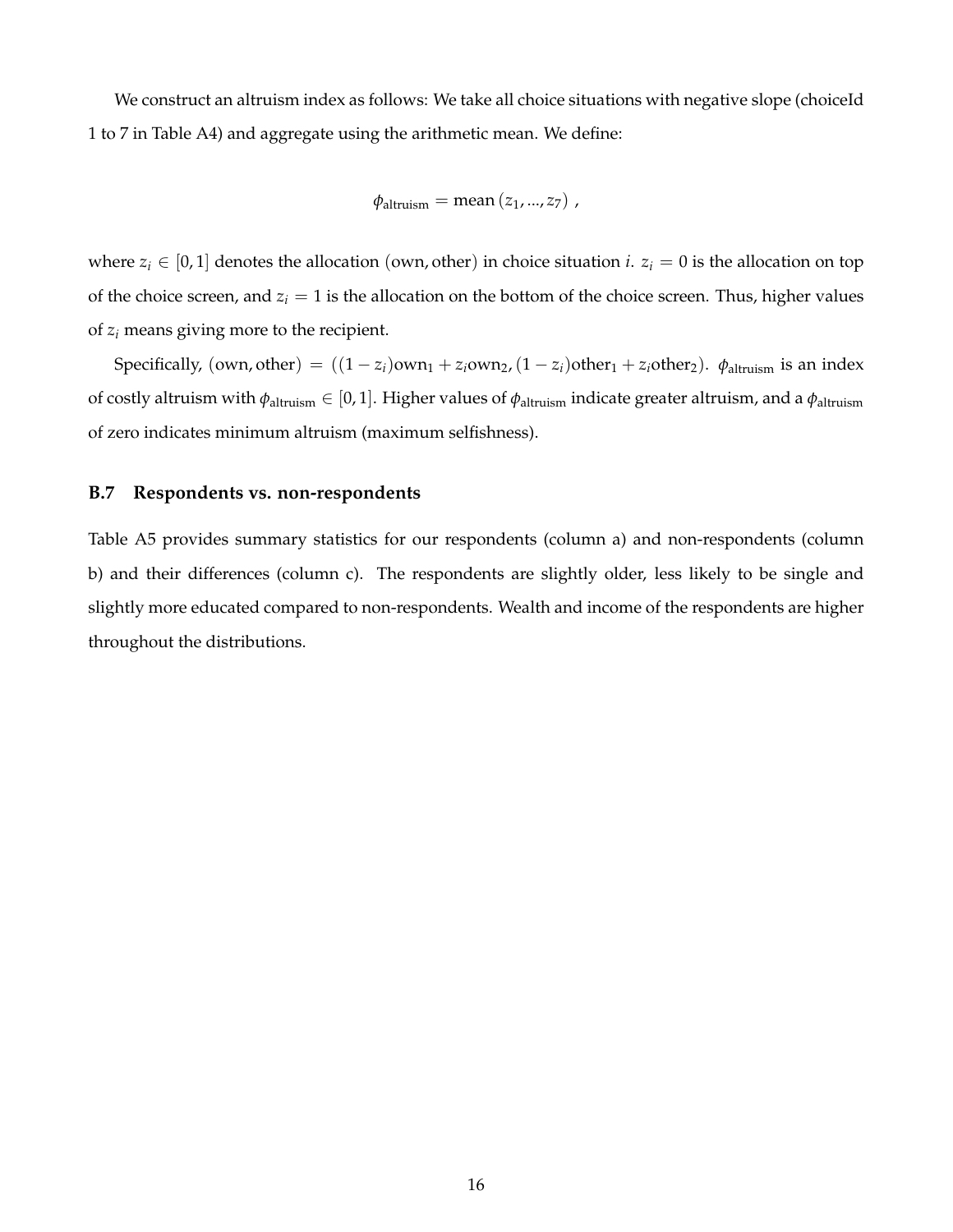We construct an altruism index as follows: We take all choice situations with negative slope (choiceId 1 to 7 in Table A4) and aggregate using the arithmetic mean. We define:

$$\phi_{\text{altruism}} = \text{mean}\left(z_1, ..., z_7\right) ,$$

where $z_i \in [0, 1]$ denotes the allocation $(\text{own}, \text{other})$ in choice situation $i$. $z_i = 0$ is the allocation on top of the choice screen, and $z_i = 1$ is the allocation on the bottom of the choice screen. Thus, higher values of $z_i$ means giving more to the recipient.

Specifically, $(\text{own}, \text{other}) = ((1 - z_i)\text{own}_1 + z_i\text{own}_2, (1 - z_i)\text{other}_1 + z_i\text{other}_2)$. $\phi_{\text{altruism}}$ is an index of costly altruism with $\phi_{\text{altruism}} \in [0, 1]$. Higher values of $\phi_{\text{altruism}}$ indicate greater altruism, and a $\phi_{\text{altruism}}$ of zero indicates minimum altruism (maximum selfishness).

### B.7 Respondents vs. non-respondents

Table A5 provides summary statistics for our respondents (column a) and non-respondents (column b) and their differences (column c). The respondents are slightly older, less likely to be single and slightly more educated compared to non-respondents. Wealth and income of the respondents are higher throughout the distributions.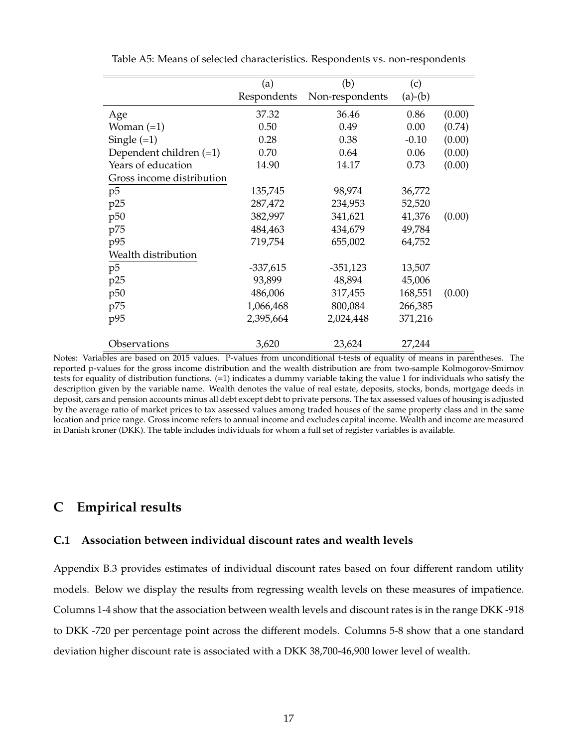Table A5: Means of selected characteristics. Respondents vs. non-respondents

| | (a) Respondents | (b) Non-respondents | (c) (a)-(b) | |
|---|---|---|---|---|
| Age | 37.32 | 36.46 | 0.86 | (0.00) |
| Woman (=1) | 0.50 | 0.49 | 0.00 | (0.74) |
| Single (=1) | 0.28 | 0.38 | -0.10 | (0.00) |
| Dependent children (=1) | 0.70 | 0.64 | 0.06 | (0.00) |
| Years of education | 14.90 | 14.17 | 0.73 | (0.00) |
| Gross income distribution | | | | |
| p5 | 135,745 | 98,974 | 36,772 | |
| p25 | 287,472 | 234,953 | 52,520 | |
| p50 | 382,997 | 341,621 | 41,376 | (0.00) |
| p75 | 484,463 | 434,679 | 49,784 | |
| p95 | 719,754 | 655,002 | 64,752 | |
| Wealth distribution | | | | |
| p5 | -337,615 | -351,123 | 13,507 | |
| p25 | 93,899 | 48,894 | 45,006 | |
| p50 | 486,006 | 317,455 | 168,551 | (0.00) |
| p75 | 1,066,468 | 800,084 | 266,385 | |
| p95 | 2,395,664 | 2,024,448 | 371,216 | |
| Observations | 3,620 | 23,624 | 27,244 | |

Notes: Variables are based on 2015 values. P-values from unconditional t-tests of equality of means in parentheses. The reported p-values for the gross income distribution and the wealth distribution are from two-sample Kolmogorov-Smirnov tests for equality of distribution functions. (=1) indicates a dummy variable taking the value 1 for individuals who satisfy the description given by the variable name. Wealth denotes the value of real estate, deposits, stocks, bonds, mortgage deeds in deposit, cars and pension accounts minus all debt except debt to private persons. The tax assessed values of housing is adjusted by the average ratio of market prices to tax assessed values among traded houses of the same property class and in the same location and price range. Gross income refers to annual income and excludes capital income. Wealth and income are measured in Danish kroner (DKK). The table includes individuals for whom a full set of register variables is available.

# C Empirical results

## C.1 Association between individual discount rates and wealth levels

Appendix B.3 provides estimates of individual discount rates based on four different random utility models. Below we display the results from regressing wealth levels on these measures of impatience. Columns 1-4 show that the association between wealth levels and discount rates is in the range DKK -918 to DKK -720 per percentage point across the different models. Columns 5-8 show that a one standard deviation higher discount rate is associated with a DKK 38,700-46,900 lower level of wealth.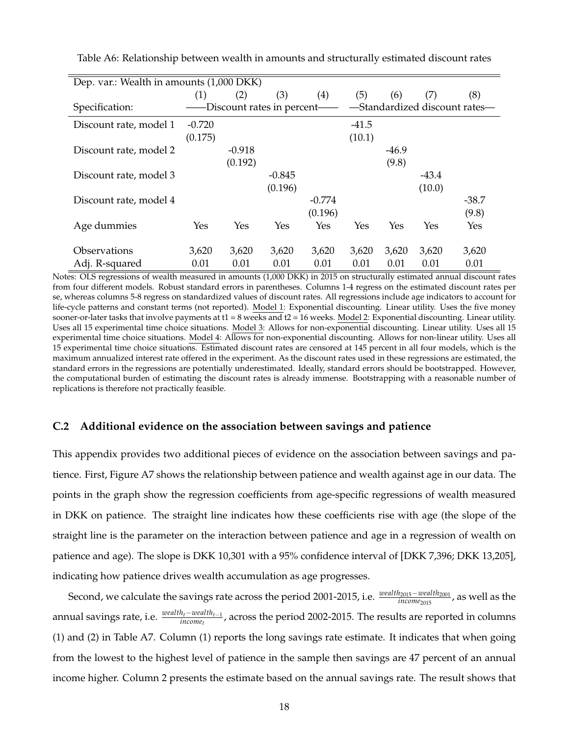Table A6: Relationship between wealth in amounts and structurally estimated discount rates

| Dep. var.: Wealth in amounts (1,000 DKK) | | | | | | | | |
|---|---|---|---|---|---|---|---|---|
| | (1) | (2) | (3) | (4) | (5) | (6) | (7) | (8) |
| Specification: | ——Discount rates in percent—— | | | | —Standardized discount rates— | | | |
| Discount rate, model 1 | -0.720 | | | | -41.5 | | | |
| | (0.175) | | | | (10.1) | | | |
| Discount rate, model 2 | | -0.918 | | | | -46.9 | | |
| | | (0.192) | | | | (9.8) | | |
| Discount rate, model 3 | | | -0.845 | | | | -43.4 | |
| | | | (0.196) | | | | (10.0) | |
| Discount rate, model 4 | | | | -0.774 | | | | -38.7 |
| | | | | (0.196) | | | | (9.8) |
| Age dummies | Yes | Yes | Yes | Yes | Yes | Yes | Yes | Yes |
| Observations | 3,620 | 3,620 | 3,620 | 3,620 | 3,620 | 3,620 | 3,620 | 3,620 |
| Adj. R-squared | 0.01 | 0.01 | 0.01 | 0.01 | 0.01 | 0.01 | 0.01 | 0.01 |

Notes: OLS regressions of wealth measured in amounts (1,000 DKK) in 2015 on structurally estimated annual discount rates from four different models. Robust standard errors in parentheses. Columns 1-4 regress on the estimated discount rates per se, whereas columns 5-8 regress on standardized values of discount rates. All regressions include age indicators to account for life-cycle patterns and constant terms (not reported). Model 1: Exponential discounting. Linear utility. Uses the five money sooner-or-later tasks that involve payments at t1 = 8 weeks and t2 = 16 weeks. Model 2: Exponential discounting. Linear utility. Uses all 15 experimental time choice situations. Model 3: Allows for non-exponential discounting. Linear utility. Uses all 15 experimental time choice situations. Model 4: Allows for non-exponential discounting. Allows for non-linear utility. Uses all 15 experimental time choice situations. Estimated discount rates are censored at 145 percent in all four models, which is the maximum annualized interest rate offered in the experiment. As the discount rates used in these regressions are estimated, the standard errors in the regressions are potentially underestimated. Ideally, standard errors should be bootstrapped. However, the computational burden of estimating the discount rates is already immense. Bootstrapping with a reasonable number of replications is therefore not practically feasible.

### C.2 Additional evidence on the association between savings and patience

This appendix provides two additional pieces of evidence on the association between savings and patience. First, Figure A7 shows the relationship between patience and wealth against age in our data. The points in the graph show the regression coefficients from age-specific regressions of wealth measured in DKK on patience. The straight line indicates how these coefficients rise with age (the slope of the straight line is the parameter on the interaction between patience and age in a regression of wealth on patience and age). The slope is DKK 10,301 with a 95% confidence interval of [DKK 7,396; DKK 13,205], indicating how patience drives wealth accumulation as age progresses.

Second, we calculate the savings rate across the period 2001-2015, i.e. $\frac{wealth_{2015} - wealth_{2001}}{income_{2015}}$, as well as the annual savings rate, i.e. $\frac{wealth_t - wealth_{t-1}}{income_t}$, across the period 2002-2015. The results are reported in columns (1) and (2) in Table A7. Column (1) reports the long savings rate estimate. It indicates that when going from the lowest to the highest level of patience in the sample then savings are 47 percent of an annual income higher. Column 2 presents the estimate based on the annual savings rate. The result shows that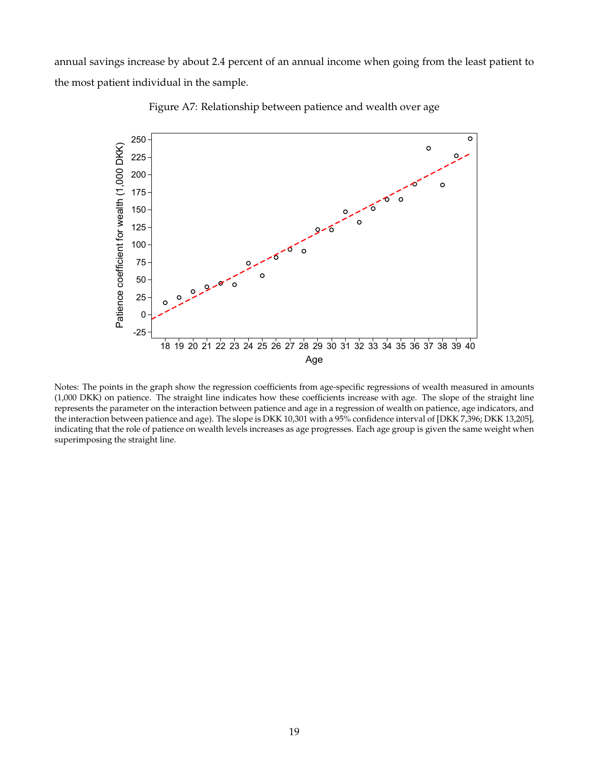annual savings increase by about 2.4 percent of an annual income when going from the least patient to the most patient individual in the sample.

Figure A7: Relationship between patience and wealth over age

Notes: The points in the graph show the regression coefficients from age-specific regressions of wealth measured in amounts (1,000 DKK) on patience. The straight line indicates how these coefficients increase with age. The slope of the straight line represents the parameter on the interaction between patience and age in a regression of wealth on patience, age indicators, and the interaction between patience and age). The slope is DKK 10,301 with a 95% confidence interval of [DKK 7,396; DKK 13,205], indicating that the role of patience on wealth levels increases as age progresses. Each age group is given the same weight when superimposing the straight line.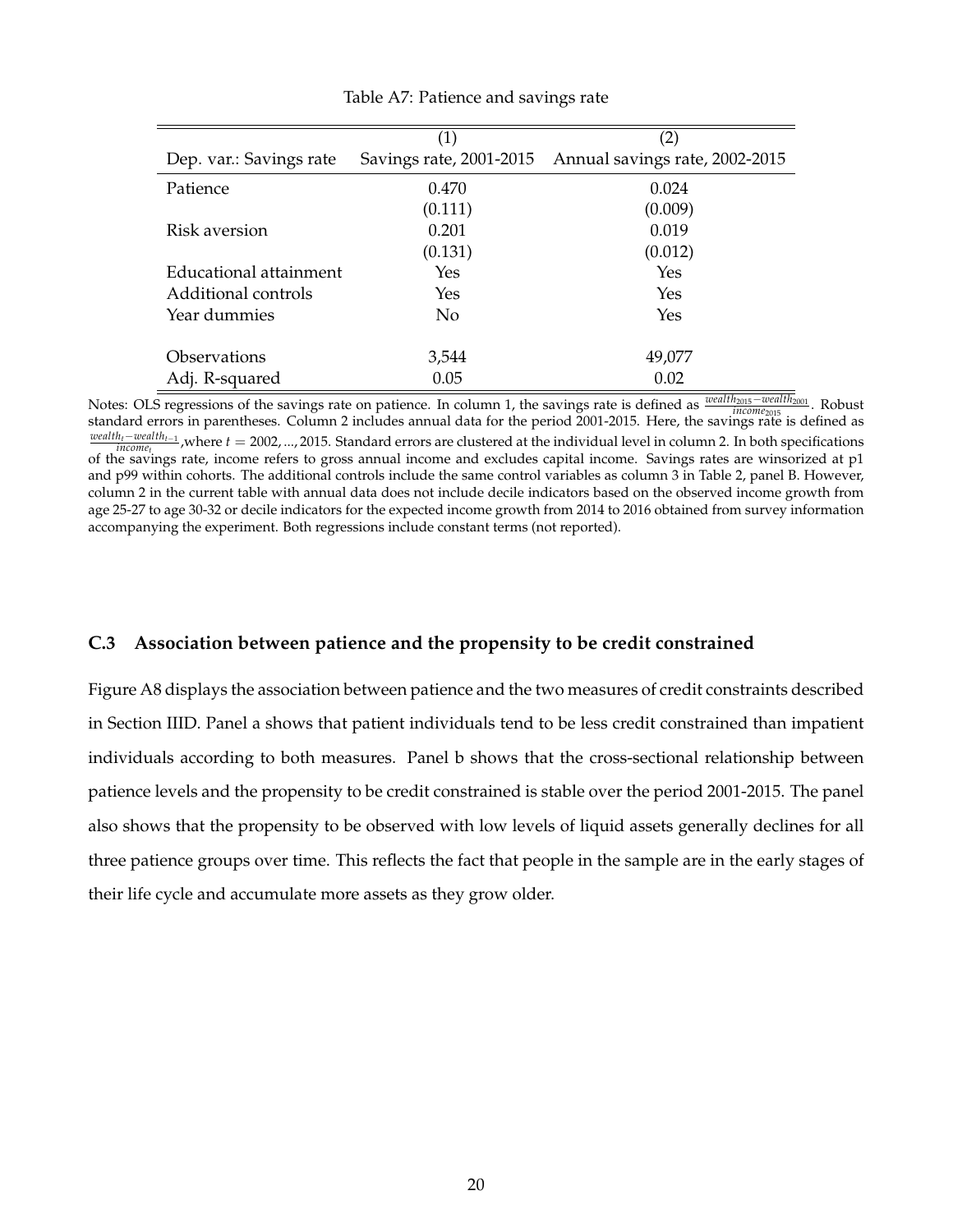Table A7: Patience and savings rate

| | (1) | (2) |
|---|---|---|
| Dep. var.: Savings rate | Savings rate, 2001-2015 | Annual savings rate, 2002-2015 |
| Patience | 0.470 | 0.024 |
| | (0.111) | (0.009) |
| Risk aversion | 0.201 | 0.019 |
| | (0.131) | (0.012) |
| Educational attainment | Yes | Yes |
| Additional controls | Yes | Yes |
| Year dummies | No | Yes |
| Observations | 3,544 | 49,077 |
| Adj. R-squared | 0.05 | 0.02 |

Notes: OLS regressions of the savings rate on patience. In column 1, the savings rate is defined as $\frac{wealth_{2015} - wealth_{2001}}{income_{2015}}$. Robust standard errors in parentheses. Column 2 includes annual data for the period 2001-2015. Here, the savings rate is defined as $\frac{wealth_t - wealth_{t-1}}{income_t}$, where $t = 2002, ..., 2015$. Standard errors are clustered at the individual level in column 2. In both specifications of the savings rate, income refers to gross annual income and excludes capital income. Savings rates are winsorized at p1 and p99 within cohorts. The additional controls include the same control variables as column 3 in Table 2, panel B. However, column 2 in the current table with annual data does not include decile indicators based on the observed income growth from age 25-27 to age 30-32 or decile indicators for the expected income growth from 2014 to 2016 obtained from survey information accompanying the experiment. Both regressions include constant terms (not reported).

### C.3 Association between patience and the propensity to be credit constrained

Figure A8 displays the association between patience and the two measures of credit constraints described in Section IIID. Panel a shows that patient individuals tend to be less credit constrained than impatient individuals according to both measures. Panel b shows that the cross-sectional relationship between patience levels and the propensity to be credit constrained is stable over the period 2001-2015. The panel also shows that the propensity to be observed with low levels of liquid assets generally declines for all three patience groups over time. This reflects the fact that people in the sample are in the early stages of their life cycle and accumulate more assets as they grow older.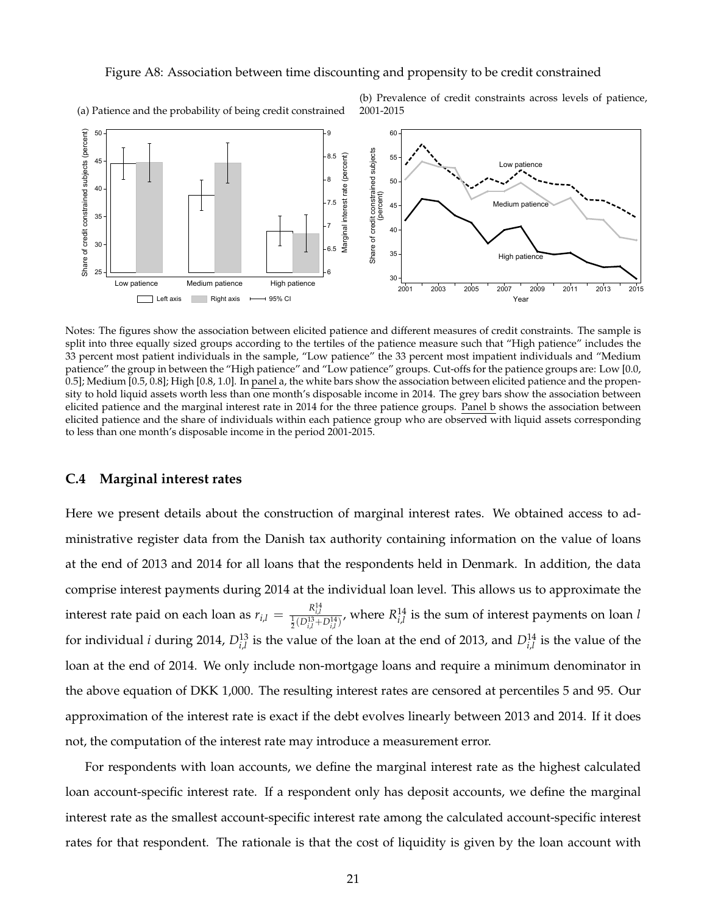Figure A8: Association between time discounting and propensity to be credit constrained

(a) Patience and the probability of being credit constrained

(b) Prevalence of credit constraints across levels of patience, 2001-2015

Notes: The figures show the association between elicited patience and different measures of credit constraints. The sample is split into three equally sized groups according to the tertiles of the patience measure such that "High patience" includes the 33 percent most patient individuals in the sample, "Low patience" the 33 percent most impatient individuals and "Medium patience" the group in between the "High patience" and "Low patience" groups. Cut-offs for the patience groups are: Low [0.0, 0.5]; Medium [0.5, 0.8]; High [0.8, 1.0]. In panel a, the white bars show the association between elicited patience and the propensity to hold liquid assets worth less than one month's disposable income in 2014. The grey bars show the association between elicited patience and the marginal interest rate in 2014 for the three patience groups. Panel b shows the association between elicited patience and the share of individuals within each patience group who are observed with liquid assets corresponding to less than one month's disposable income in the period 2001-2015.

### C.4 Marginal interest rates

Here we present details about the construction of marginal interest rates. We obtained access to administrative register data from the Danish tax authority containing information on the value of loans at the end of 2013 and 2014 for all loans that the respondents held in Denmark. In addition, the data comprise interest payments during 2014 at the individual loan level. This allows us to approximate the interest rate paid on each loan as $r_{i,l} = \frac{R_{i,l}^{14}}{\frac{1}{2}(D_{i,l}^{13}+D_{i,l}^{14})}$, where $R_{i,l}^{14}$ is the sum of interest payments on loan $l$ for individual $i$ during 2014, $D_{i,l}^{13}$ is the value of the loan at the end of 2013, and $D_{i,l}^{14}$ is the value of the loan at the end of 2014. We only include non-mortgage loans and require a minimum denominator in the above equation of DKK 1,000. The resulting interest rates are censored at percentiles 5 and 95. Our approximation of the interest rate is exact if the debt evolves linearly between 2013 and 2014. If it does not, the computation of the interest rate may introduce a measurement error.

For respondents with loan accounts, we define the marginal interest rate as the highest calculated loan account-specific interest rate. If a respondent only has deposit accounts, we define the marginal interest rate as the smallest account-specific interest rate among the calculated account-specific interest rates for that respondent. The rationale is that the cost of liquidity is given by the loan account with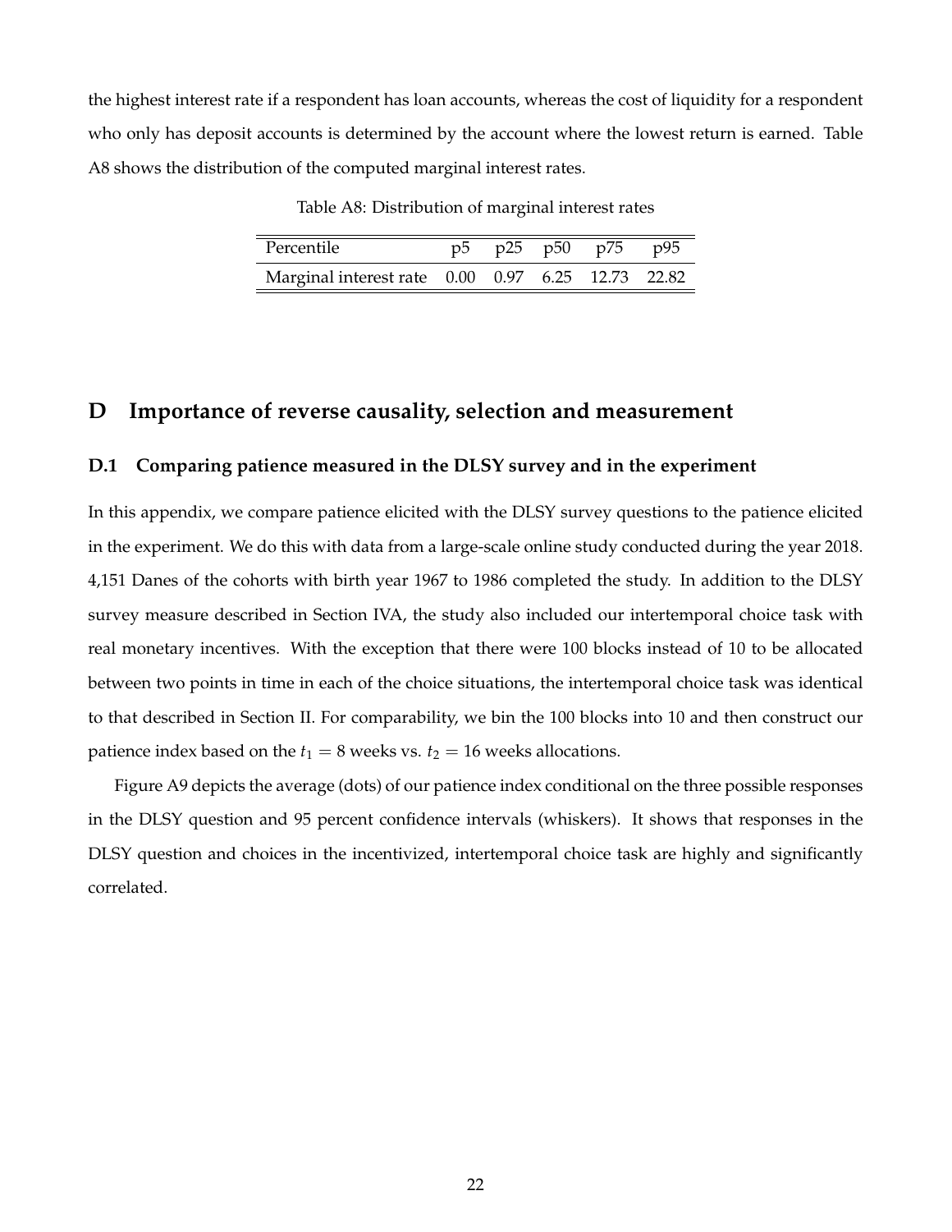the highest interest rate if a respondent has loan accounts, whereas the cost of liquidity for a respondent who only has deposit accounts is determined by the account where the lowest return is earned. Table A8 shows the distribution of the computed marginal interest rates.

Table A8: Distribution of marginal interest rates

| Percentile | p5 | p25 | p50 | p75 | p95 |
|---|---|---|---|---|---|
| Marginal interest rate | 0.00 | 0.97 | 6.25 | 12.73 | 22.82 |

# D Importance of reverse causality, selection and measurement

## D.1 Comparing patience measured in the DLSY survey and in the experiment

In this appendix, we compare patience elicited with the DLSY survey questions to the patience elicited in the experiment. We do this with data from a large-scale online study conducted during the year 2018. 4,151 Danes of the cohorts with birth year 1967 to 1986 completed the study. In addition to the DLSY survey measure described in Section IVA, the study also included our intertemporal choice task with real monetary incentives. With the exception that there were 100 blocks instead of 10 to be allocated between two points in time in each of the choice situations, the intertemporal choice task was identical to that described in Section II. For comparability, we bin the 100 blocks into 10 and then construct our patience index based on the $t_1 = 8$ weeks vs. $t_2 = 16$ weeks allocations.

Figure A9 depicts the average (dots) of our patience index conditional on the three possible responses in the DLSY question and 95 percent confidence intervals (whiskers). It shows that responses in the DLSY question and choices in the incentivized, intertemporal choice task are highly and significantly correlated.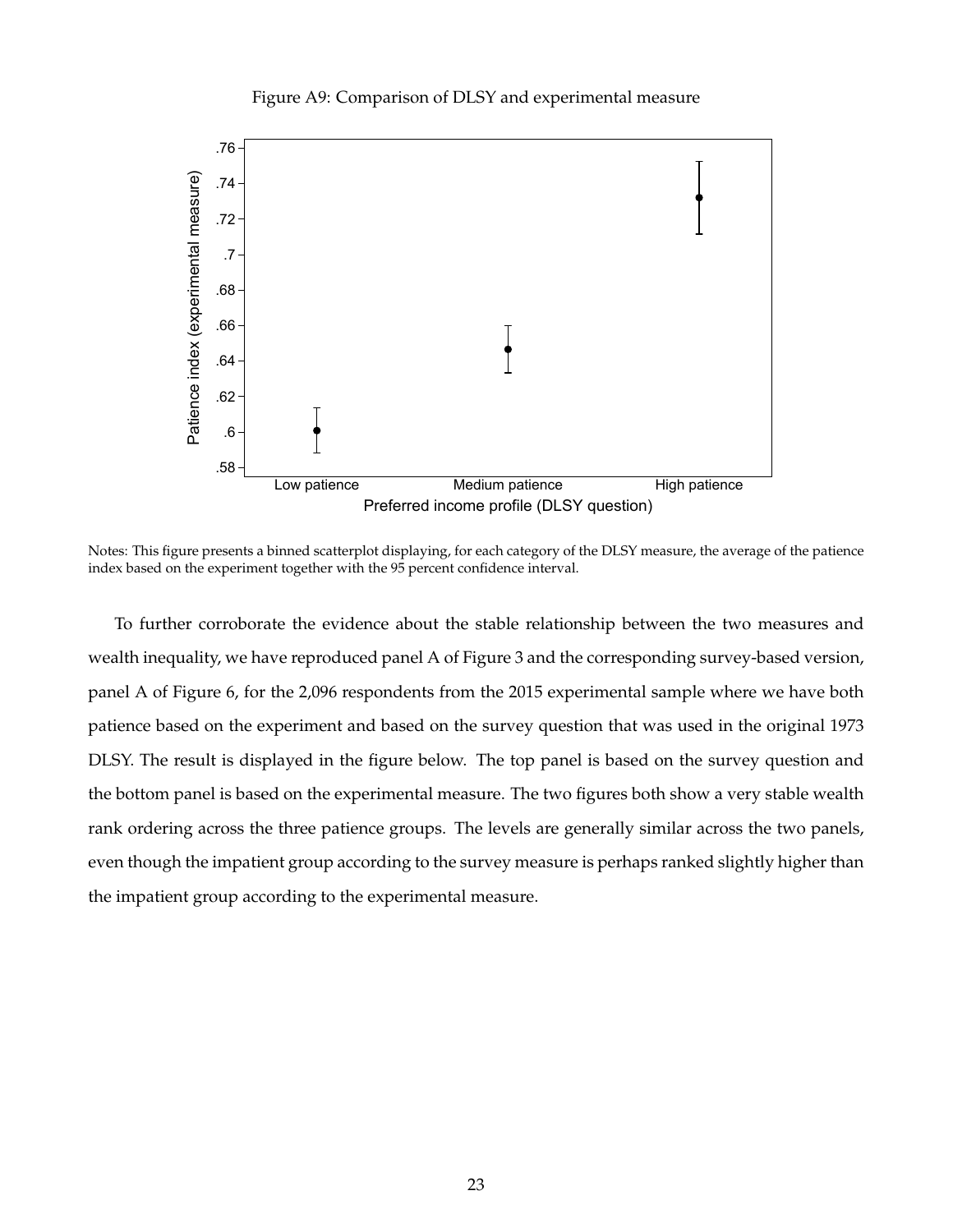Figure A9: Comparison of DLSY and experimental measure

Notes: This figure presents a binned scatterplot displaying, for each category of the DLSY measure, the average of the patience index based on the experiment together with the 95 percent confidence interval.

To further corroborate the evidence about the stable relationship between the two measures and wealth inequality, we have reproduced panel A of Figure 3 and the corresponding survey-based version, panel A of Figure 6, for the 2,096 respondents from the 2015 experimental sample where we have both patience based on the experiment and based on the survey question that was used in the original 1973 DLSY. The result is displayed in the figure below. The top panel is based on the survey question and the bottom panel is based on the experimental measure. The two figures both show a very stable wealth rank ordering across the three patience groups. The levels are generally similar across the two panels, even though the impatient group according to the survey measure is perhaps ranked slightly higher than the impatient group according to the experimental measure.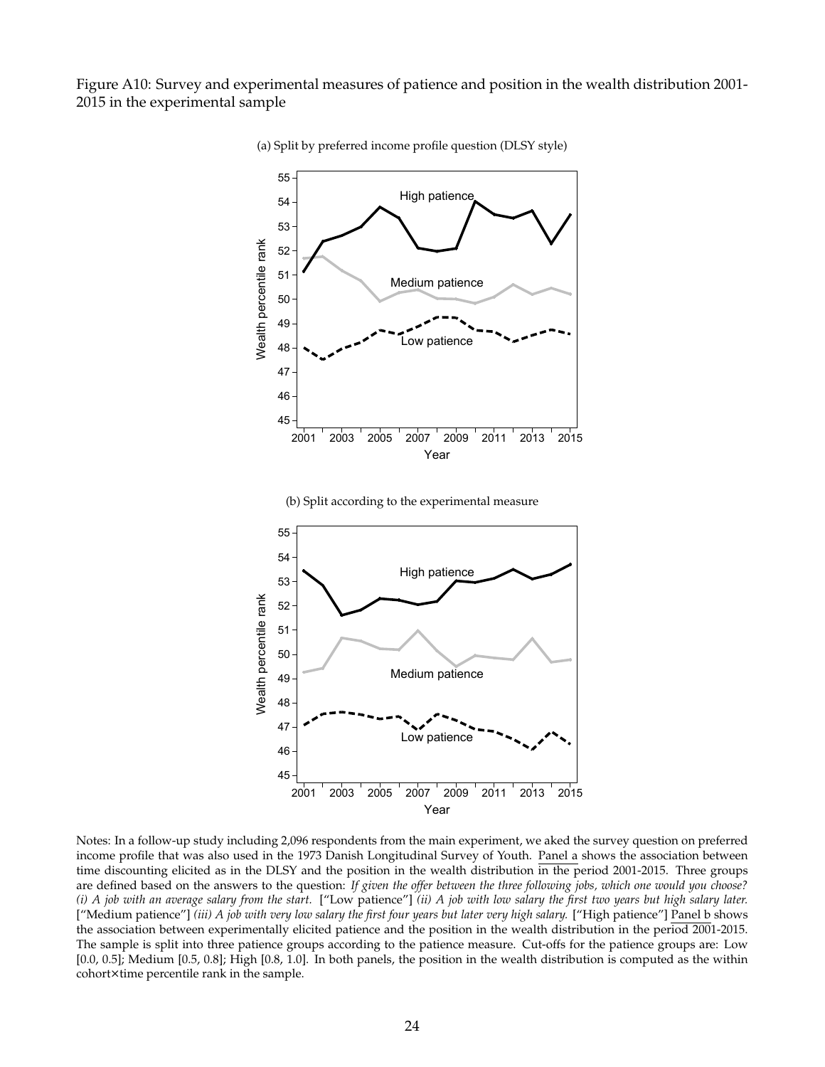Figure A10: Survey and experimental measures of patience and position in the wealth distribution 2001-2015 in the experimental sample

(a) Split by preferred income profile question (DLSY style)

(b) Split according to the experimental measure

Notes: In a follow-up study including 2,096 respondents from the main experiment, we aked the survey question on preferred income profile that was also used in the 1973 Danish Longitudinal Survey of Youth. Panel a shows the association between time discounting elicited as in the DLSY and the position in the wealth distribution in the period 2001-2015. Three groups are defined based on the answers to the question: *If given the offer between the three following jobs, which one would you choose? (i) A job with an average salary from the start.* ["Low patience"] *(ii) A job with low salary the first two years but high salary later.* ["Medium patience"] *(iii) A job with very low salary the first four years but later very high salary.* ["High patience"] Panel b shows the association between experimentally elicited patience and the position in the wealth distribution in the period 2001-2015. The sample is split into three patience groups according to the patience measure. Cut-offs for the patience groups are: Low [0.0, 0.5]; Medium [0.5, 0.8]; High [0.8, 1.0]. In both panels, the position in the wealth distribution is computed as the within cohort×time percentile rank in the sample.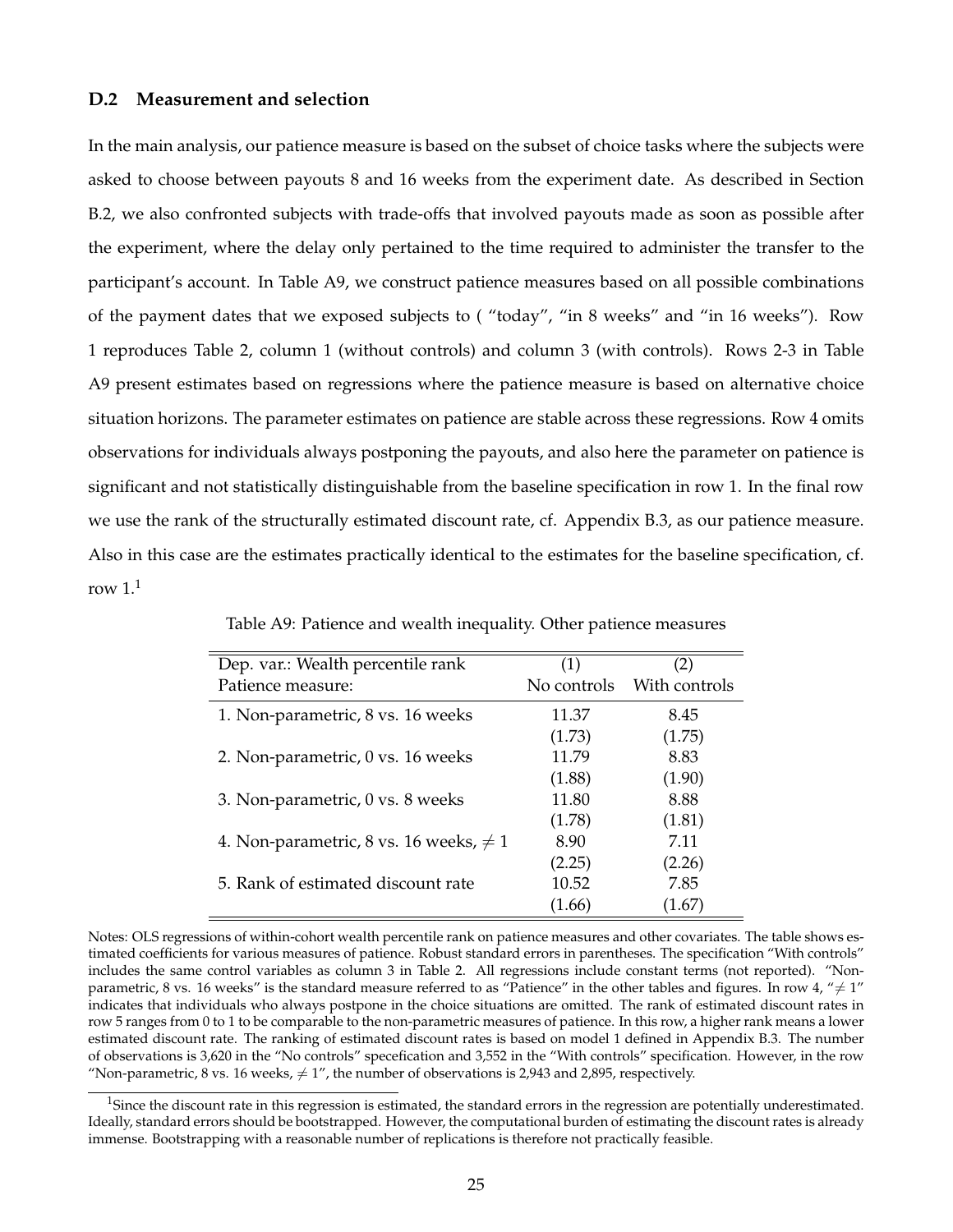### D.2 Measurement and selection

In the main analysis, our patience measure is based on the subset of choice tasks where the subjects were asked to choose between payouts 8 and 16 weeks from the experiment date. As described in Section B.2, we also confronted subjects with trade-offs that involved payouts made as soon as possible after the experiment, where the delay only pertained to the time required to administer the transfer to the participant's account. In Table A9, we construct patience measures based on all possible combinations of the payment dates that we exposed subjects to ( "today", "in 8 weeks" and "in 16 weeks"). Row 1 reproduces Table 2, column 1 (without controls) and column 3 (with controls). Rows 2-3 in Table A9 present estimates based on regressions where the patience measure is based on alternative choice situation horizons. The parameter estimates on patience are stable across these regressions. Row 4 omits observations for individuals always postponing the payouts, and also here the parameter on patience is significant and not statistically distinguishable from the baseline specification in row 1. In the final row we use the rank of the structurally estimated discount rate, cf. Appendix B.3, as our patience measure. Also in this case are the estimates practically identical to the estimates for the baseline specification, cf. row 1.[1]

Table A9: Patience and wealth inequality. Other patience measures

| Dep. var.: Wealth percentile rank | (1) | (2) |
|---|---|---|
| Patience measure: | No controls | With controls |
| 1. Non-parametric, 8 vs. 16 weeks | 11.37 | 8.45 |
| | (1.73) | (1.75) |
| 2. Non-parametric, 0 vs. 16 weeks | 11.79 | 8.83 |
| | (1.88) | (1.90) |
| 3. Non-parametric, 0 vs. 8 weeks | 11.80 | 8.88 |
| | (1.78) | (1.81) |
| 4. Non-parametric, 8 vs. 16 weeks, $\neq 1$ | 8.90 | 7.11 |
| | (2.25) | (2.26) |
| 5. Rank of estimated discount rate | 10.52 | 7.85 |
| | (1.66) | (1.67) |

Notes: OLS regressions of within-cohort wealth percentile rank on patience measures and other covariates. The table shows estimated coefficients for various measures of patience. Robust standard errors in parentheses. The specification "With controls" includes the same control variables as column 3 in Table 2. All regressions include constant terms (not reported). "Non-parametric, 8 vs. 16 weeks" is the standard measure referred to as "Patience" in the other tables and figures. In row 4, "$\neq 1$" indicates that individuals who always postpone in the choice situations are omitted. The rank of estimated discount rates in row 5 ranges from 0 to 1 to be comparable to the non-parametric measures of patience. In this row, a higher rank means a lower estimated discount rate. The ranking of estimated discount rates is based on model 1 defined in Appendix B.3. The number of observations is 3,620 in the "No controls" spececification and 3,552 in the "With controls" specification. However, in the row "Non-parametric, 8 vs. 16 weeks, $\neq 1$", the number of observations is 2,943 and 2,895, respectively.

[1] Since the discount rate in this regression is estimated, the standard errors in the regression are potentially underestimated. Ideally, standard errors should be bootstrapped. However, the computational burden of estimating the discount rates is already immense. Bootstrapping with a reasonable number of replications is therefore not practically feasible.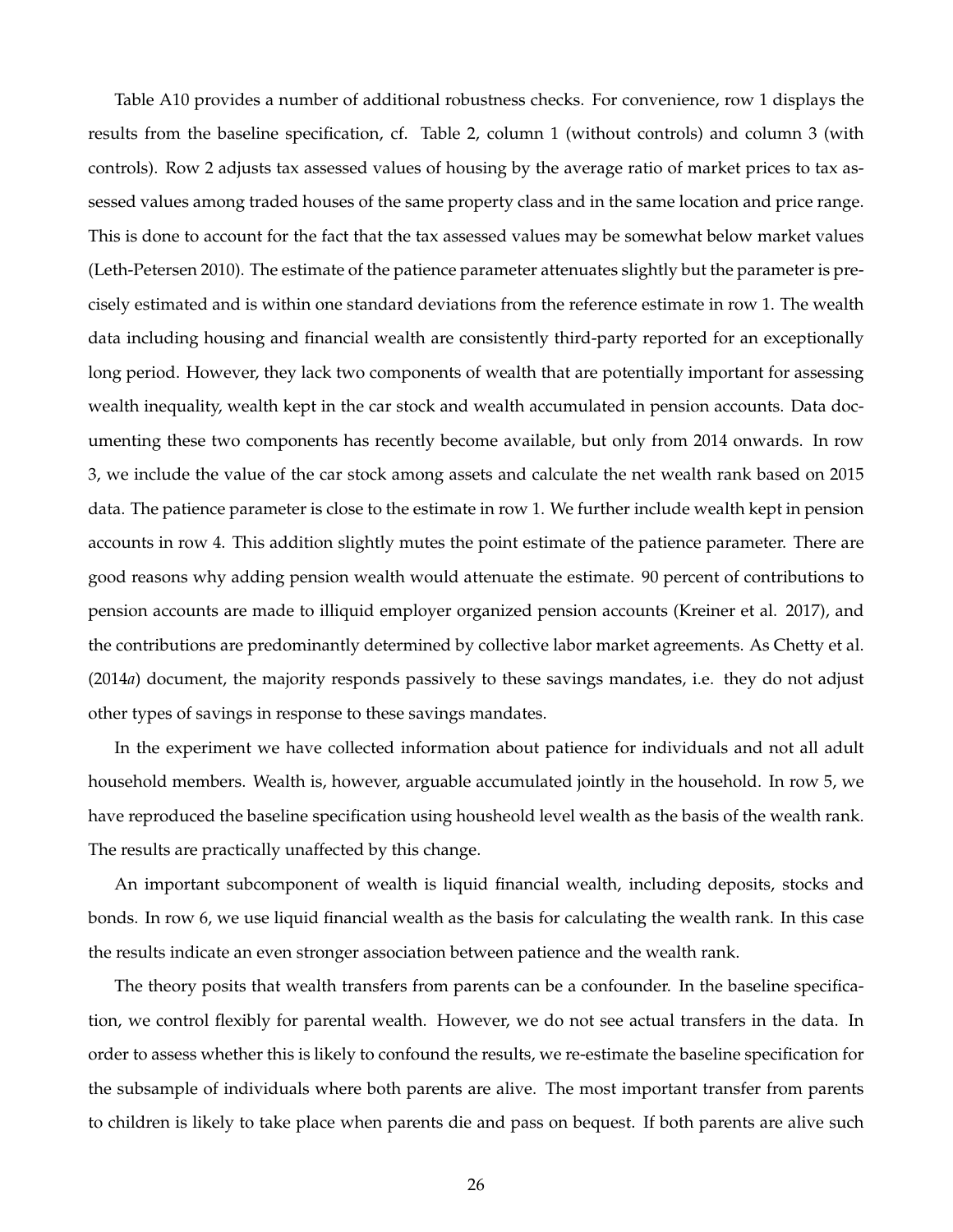Table A10 provides a number of additional robustness checks. For convenience, row 1 displays the results from the baseline specification, cf. Table 2, column 1 (without controls) and column 3 (with controls). Row 2 adjusts tax assessed values of housing by the average ratio of market prices to tax assessed values among traded houses of the same property class and in the same location and price range. This is done to account for the fact that the tax assessed values may be somewhat below market values (Leth-Petersen 2010). The estimate of the patience parameter attenuates slightly but the parameter is precisely estimated and is within one standard deviations from the reference estimate in row 1. The wealth data including housing and financial wealth are consistently third-party reported for an exceptionally long period. However, they lack two components of wealth that are potentially important for assessing wealth inequality, wealth kept in the car stock and wealth accumulated in pension accounts. Data documenting these two components has recently become available, but only from 2014 onwards. In row 3, we include the value of the car stock among assets and calculate the net wealth rank based on 2015 data. The patience parameter is close to the estimate in row 1. We further include wealth kept in pension accounts in row 4. This addition slightly mutes the point estimate of the patience parameter. There are good reasons why adding pension wealth would attenuate the estimate. 90 percent of contributions to pension accounts are made to illiquid employer organized pension accounts (Kreiner et al. 2017), and the contributions are predominantly determined by collective labor market agreements. As Chetty et al. (2014*a*) document, the majority responds passively to these savings mandates, i.e. they do not adjust other types of savings in response to these savings mandates.

In the experiment we have collected information about patience for individuals and not all adult household members. Wealth is, however, arguable accumulated jointly in the household. In row 5, we have reproduced the baseline specification using housheold level wealth as the basis of the wealth rank. The results are practically unaffected by this change.

An important subcomponent of wealth is liquid financial wealth, including deposits, stocks and bonds. In row 6, we use liquid financial wealth as the basis for calculating the wealth rank. In this case the results indicate an even stronger association between patience and the wealth rank.

The theory posits that wealth transfers from parents can be a confounder. In the baseline specification, we control flexibly for parental wealth. However, we do not see actual transfers in the data. In order to assess whether this is likely to confound the results, we re-estimate the baseline specification for the subsample of individuals where both parents are alive. The most important transfer from parents to children is likely to take place when parents die and pass on bequest. If both parents are alive such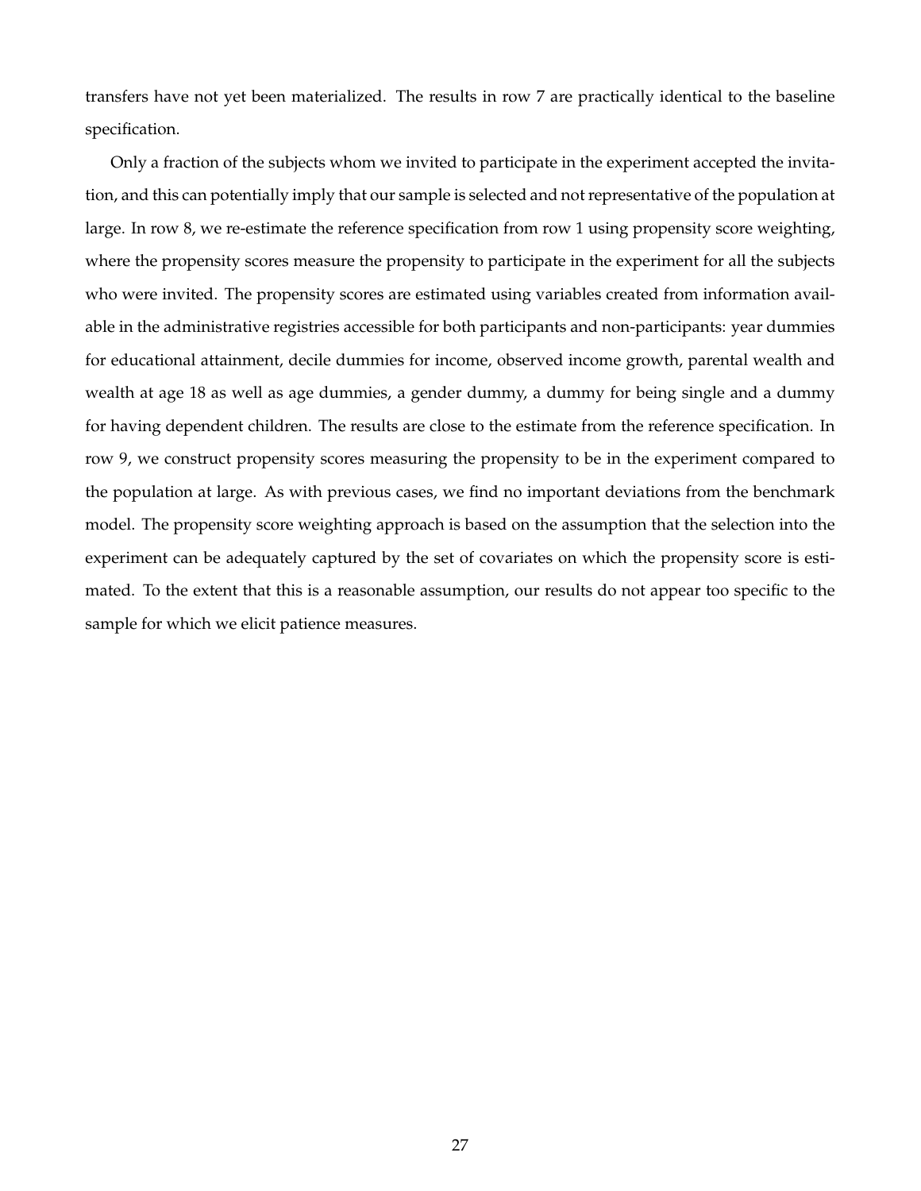transfers have not yet been materialized. The results in row 7 are practically identical to the baseline specification.

Only a fraction of the subjects whom we invited to participate in the experiment accepted the invitation, and this can potentially imply that our sample is selected and not representative of the population at large. In row 8, we re-estimate the reference specification from row 1 using propensity score weighting, where the propensity scores measure the propensity to participate in the experiment for all the subjects who were invited. The propensity scores are estimated using variables created from information available in the administrative registries accessible for both participants and non-participants: year dummies for educational attainment, decile dummies for income, observed income growth, parental wealth and wealth at age 18 as well as age dummies, a gender dummy, a dummy for being single and a dummy for having dependent children. The results are close to the estimate from the reference specification. In row 9, we construct propensity scores measuring the propensity to be in the experiment compared to the population at large. As with previous cases, we find no important deviations from the benchmark model. The propensity score weighting approach is based on the assumption that the selection into the experiment can be adequately captured by the set of covariates on which the propensity score is estimated. To the extent that this is a reasonable assumption, our results do not appear too specific to the sample for which we elicit patience measures.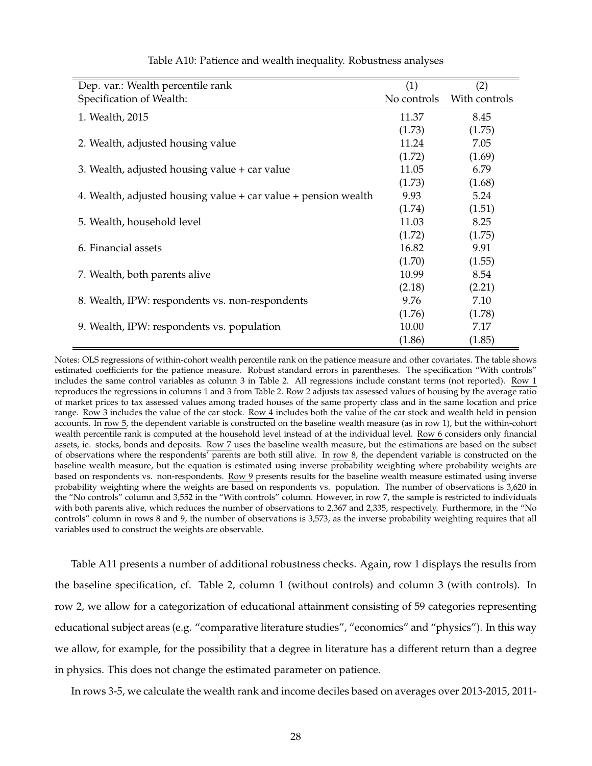Table A10: Patience and wealth inequality. Robustness analyses

| Dep. var.: Wealth percentile rank | (1) | (2) |
|---|---|---|
| Specification of Wealth: | No controls | With controls |
| 1. Wealth, 2015 | 11.37 | 8.45 |
| | (1.73) | (1.75) |
| 2. Wealth, adjusted housing value | 11.24 | 7.05 |
| | (1.72) | (1.69) |
| 3. Wealth, adjusted housing value + car value | 11.05 | 6.79 |
| | (1.73) | (1.68) |
| 4. Wealth, adjusted housing value + car value + pension wealth | 9.93 | 5.24 |
| | (1.74) | (1.51) |
| 5. Wealth, household level | 11.03 | 8.25 |
| | (1.72) | (1.75) |
| 6. Financial assets | 16.82 | 9.91 |
| | (1.70) | (1.55) |
| 7. Wealth, both parents alive | 10.99 | 8.54 |
| | (2.18) | (2.21) |
| 8. Wealth, IPW: respondents vs. non-respondents | 9.76 | 7.10 |
| | (1.76) | (1.78) |
| 9. Wealth, IPW: respondents vs. population | 10.00 | 7.17 |
| | (1.86) | (1.85) |

Notes: OLS regressions of within-cohort wealth percentile rank on the patience measure and other covariates. The table shows estimated coefficients for the patience measure. Robust standard errors in parentheses. The specification "With controls" includes the same control variables as column 3 in Table 2. All regressions include constant terms (not reported). Row 1 reproduces the regressions in columns 1 and 3 from Table 2. Row 2 adjusts tax assessed values of housing by the average ratio of market prices to tax assessed values among traded houses of the same property class and in the same location and price range. Row 3 includes the value of the car stock. Row 4 includes both the value of the car stock and wealth held in pension accounts. In row 5, the dependent variable is constructed on the baseline wealth measure (as in row 1), but the within-cohort wealth percentile rank is computed at the household level instead of at the individual level. Row 6 considers only financial assets, ie. stocks, bonds and deposits. Row 7 uses the baseline wealth measure, but the estimations are based on the subset of observations where the respondents' parents are both still alive. In row 8, the dependent variable is constructed on the baseline wealth measure, but the equation is estimated using inverse probability weighting where probability weights are based on respondents vs. non-respondents. Row 9 presents results for the baseline wealth measure estimated using inverse probability weighting where the weights are based on respondents vs. population. The number of observations is 3,620 in the "No controls" column and 3,552 in the "With controls" column. However, in row 7, the sample is restricted to individuals with both parents alive, which reduces the number of observations to 2,367 and 2,335, respectively. Furthermore, in the "No controls" column in rows 8 and 9, the number of observations is 3,573, as the inverse probability weighting requires that all variables used to construct the weights are observable.

Table A11 presents a number of additional robustness checks. Again, row 1 displays the results from the baseline specification, cf. Table 2, column 1 (without controls) and column 3 (with controls). In row 2, we allow for a categorization of educational attainment consisting of 59 categories representing educational subject areas (e.g. "comparative literature studies", "economics" and "physics"). In this way we allow, for example, for the possibility that a degree in literature has a different return than a degree in physics. This does not change the estimated parameter on patience.

In rows 3-5, we calculate the wealth rank and income deciles based on averages over 2013-2015, 2011-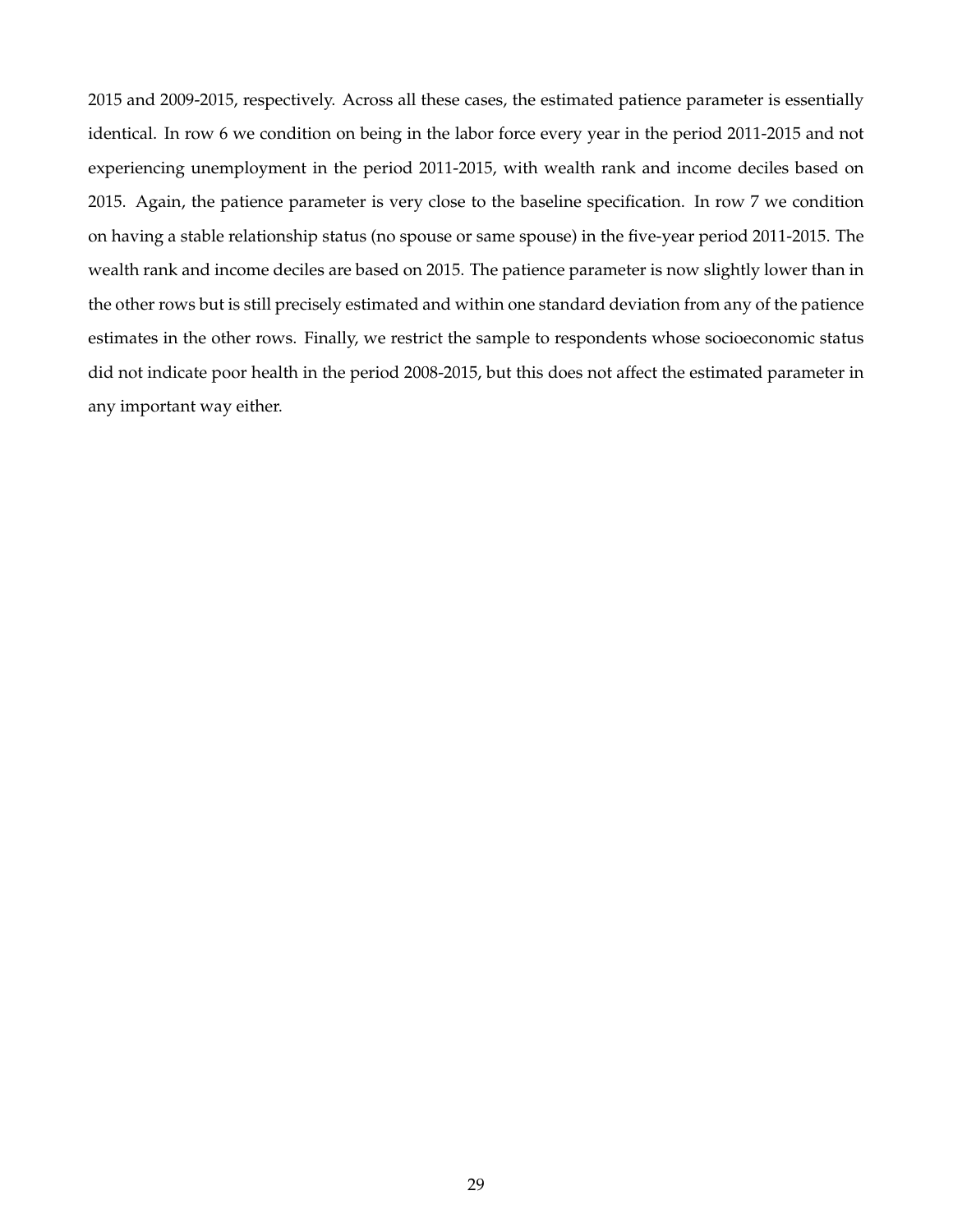2015 and 2009-2015, respectively. Across all these cases, the estimated patience parameter is essentially identical. In row 6 we condition on being in the labor force every year in the period 2011-2015 and not experiencing unemployment in the period 2011-2015, with wealth rank and income deciles based on 2015. Again, the patience parameter is very close to the baseline specification. In row 7 we condition on having a stable relationship status (no spouse or same spouse) in the five-year period 2011-2015. The wealth rank and income deciles are based on 2015. The patience parameter is now slightly lower than in the other rows but is still precisely estimated and within one standard deviation from any of the patience estimates in the other rows. Finally, we restrict the sample to respondents whose socioeconomic status did not indicate poor health in the period 2008-2015, but this does not affect the estimated parameter in any important way either.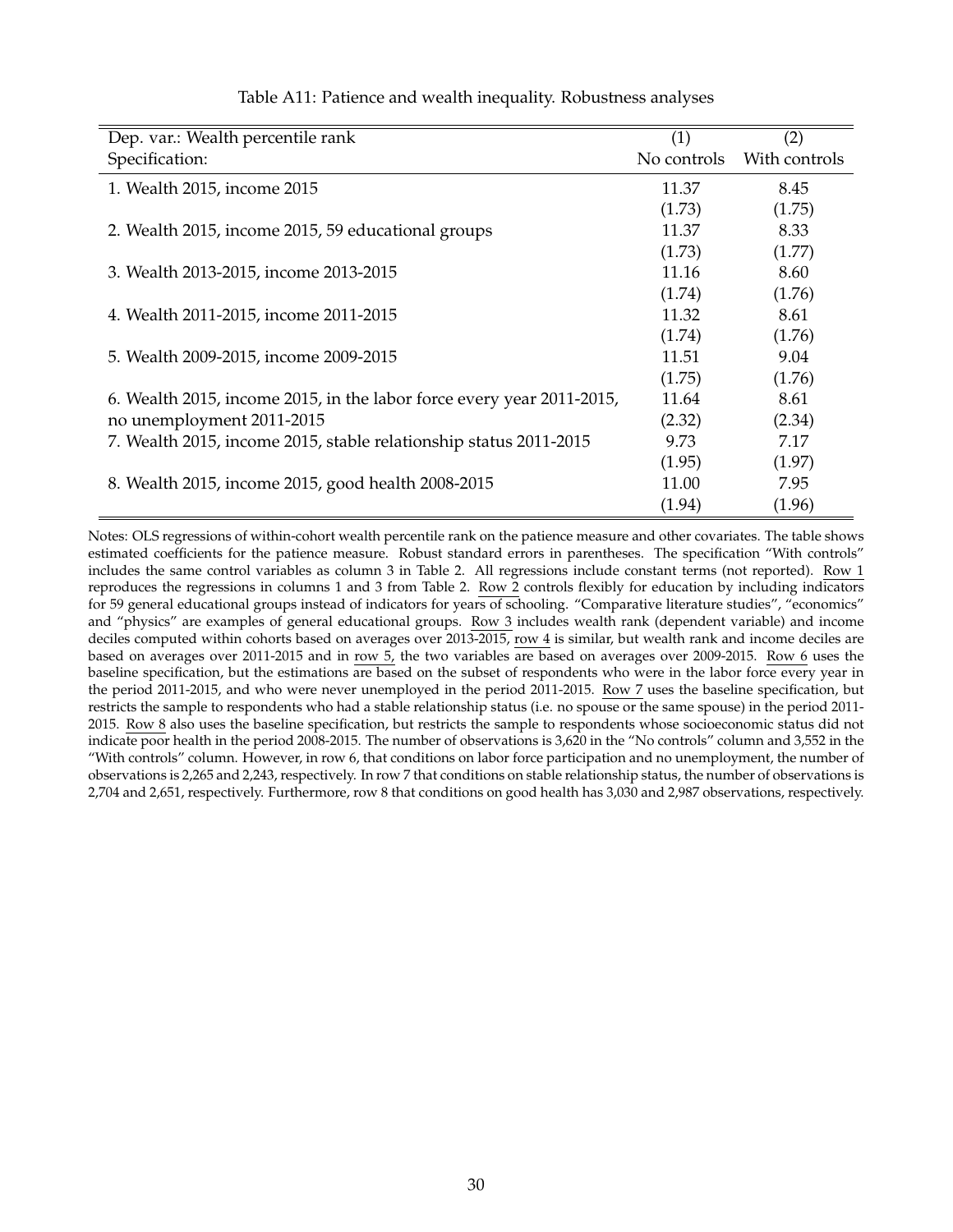Table A11: Patience and wealth inequality. Robustness analyses

| Dep. var.: Wealth percentile rank<br>Specification: | (1)<br>No controls | (2)<br>With controls |
|---|---|---|
| 1. Wealth 2015, income 2015 | 11.37 | 8.45 |
| | (1.73) | (1.75) |
| 2. Wealth 2015, income 2015, 59 educational groups | 11.37 | 8.33 |
| | (1.73) | (1.77) |
| 3. Wealth 2013-2015, income 2013-2015 | 11.16 | 8.60 |
| | (1.74) | (1.76) |
| 4. Wealth 2011-2015, income 2011-2015 | 11.32 | 8.61 |
| | (1.74) | (1.76) |
| 5. Wealth 2009-2015, income 2009-2015 | 11.51 | 9.04 |
| | (1.75) | (1.76) |
| 6. Wealth 2015, income 2015, in the labor force every year 2011-2015, | 11.64 | 8.61 |
| no unemployment 2011-2015 | (2.32) | (2.34) |
| 7. Wealth 2015, income 2015, stable relationship status 2011-2015 | 9.73 | 7.17 |
| | (1.95) | (1.97) |
| 8. Wealth 2015, income 2015, good health 2008-2015 | 11.00 | 7.95 |
| | (1.94) | (1.96) |

Notes: OLS regressions of within-cohort wealth percentile rank on the patience measure and other covariates. The table shows estimated coefficients for the patience measure. Robust standard errors in parentheses. The specification "With controls" includes the same control variables as column 3 in Table 2. All regressions include constant terms (not reported). Row 1 reproduces the regressions in columns 1 and 3 from Table 2. Row 2 controls flexibly for education by including indicators for 59 general educational groups instead of indicators for years of schooling. "Comparative literature studies", "economics" and "physics" are examples of general educational groups. Row 3 includes wealth rank (dependent variable) and income deciles computed within cohorts based on averages over 2013-2015, row 4 is similar, but wealth rank and income deciles are based on averages over 2011-2015 and in row 5, the two variables are based on averages over 2009-2015. Row 6 uses the baseline specification, but the estimations are based on the subset of respondents who were in the labor force every year in the period 2011-2015, and who were never unemployed in the period 2011-2015. Row 7 uses the baseline specification, but restricts the sample to respondents who had a stable relationship status (i.e. no spouse or the same spouse) in the period 2011-2015. Row 8 also uses the baseline specification, but restricts the sample to respondents whose socioeconomic status did not indicate poor health in the period 2008-2015. The number of observations is 3,620 in the "No controls" column and 3,552 in the "With controls" column. However, in row 6, that conditions on labor force participation and no unemployment, the number of observations is 2,265 and 2,243, respectively. In row 7 that conditions on stable relationship status, the number of observations is 2,704 and 2,651, respectively. Furthermore, row 8 that conditions on good health has 3,030 and 2,987 observations, respectively.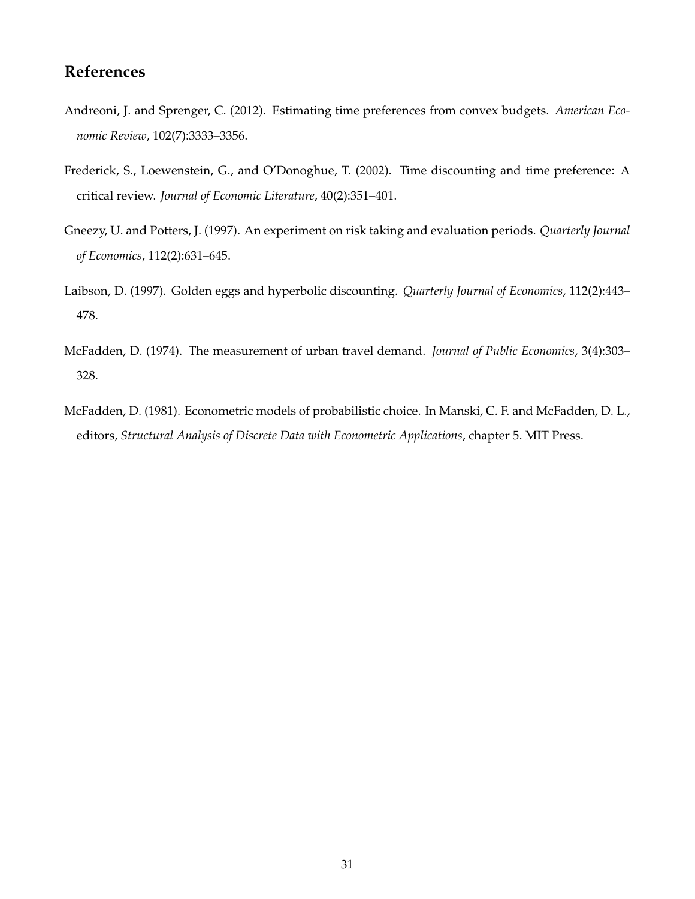## References

Andreoni, J. and Sprenger, C. (2012). Estimating time preferences from convex budgets. *American Economic Review*, 102(7):3333–3356.

Frederick, S., Loewenstein, G., and O'Donoghue, T. (2002). Time discounting and time preference: A critical review. *Journal of Economic Literature*, 40(2):351–401.

Gneezy, U. and Potters, J. (1997). An experiment on risk taking and evaluation periods. *Quarterly Journal of Economics*, 112(2):631–645.

Laibson, D. (1997). Golden eggs and hyperbolic discounting. *Quarterly Journal of Economics*, 112(2):443–478.

McFadden, D. (1974). The measurement of urban travel demand. *Journal of Public Economics*, 3(4):303–328.

McFadden, D. (1981). Econometric models of probabilistic choice. In Manski, C. F. and McFadden, D. L., editors, *Structural Analysis of Discrete Data with Econometric Applications*, chapter 5. MIT Press.